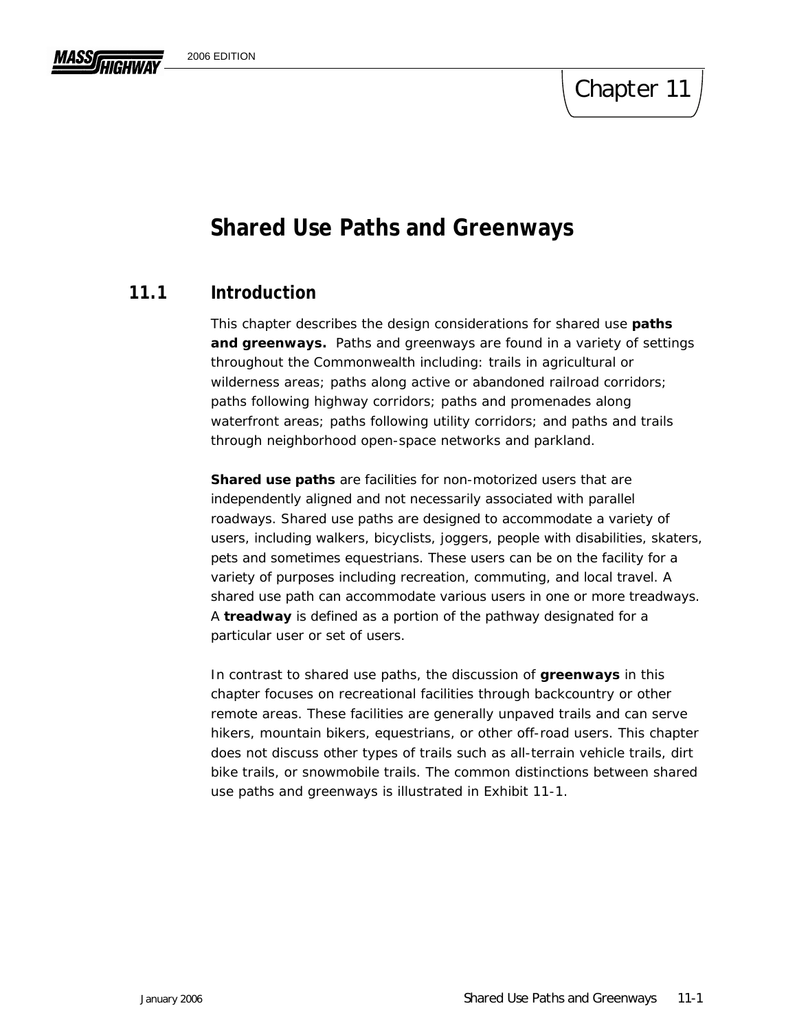# Chapter 11

# Shared Use Paths and Greenways

## 11.1 Introduction

This chapter describes the design considerations for shared use **paths and greenways.** Paths and greenways are found in a variety of settings throughout the Commonwealth including: trails in agricultural or wilderness areas; paths along active or abandoned railroad corridors; paths following highway corridors; paths and promenades along waterfront areas; paths following utility corridors; and paths and trails through neighborhood open-space networks and parkland.

**Shared use paths** are facilities for non-motorized users that are independently aligned and not necessarily associated with parallel roadways. Shared use paths are designed to accommodate a variety of users, including walkers, bicyclists, joggers, people with disabilities, skaters, pets and sometimes equestrians. These users can be on the facility for a variety of purposes including recreation, commuting, and local travel. A shared use path can accommodate various users in one or more treadways. A **treadway** is defined as a portion of the pathway designated for a particular user or set of users.

In contrast to shared use paths, the discussion of **greenways** in this chapter focuses on recreational facilities through backcountry or other remote areas. These facilities are generally unpaved trails and can serve hikers, mountain bikers, equestrians, or other off-road users. This chapter does not discuss other types of trails such as all-terrain vehicle trails, dirt bike trails, or snowmobile trails. The common distinctions between shared use paths and greenways is illustrated in Exhibit 11-1.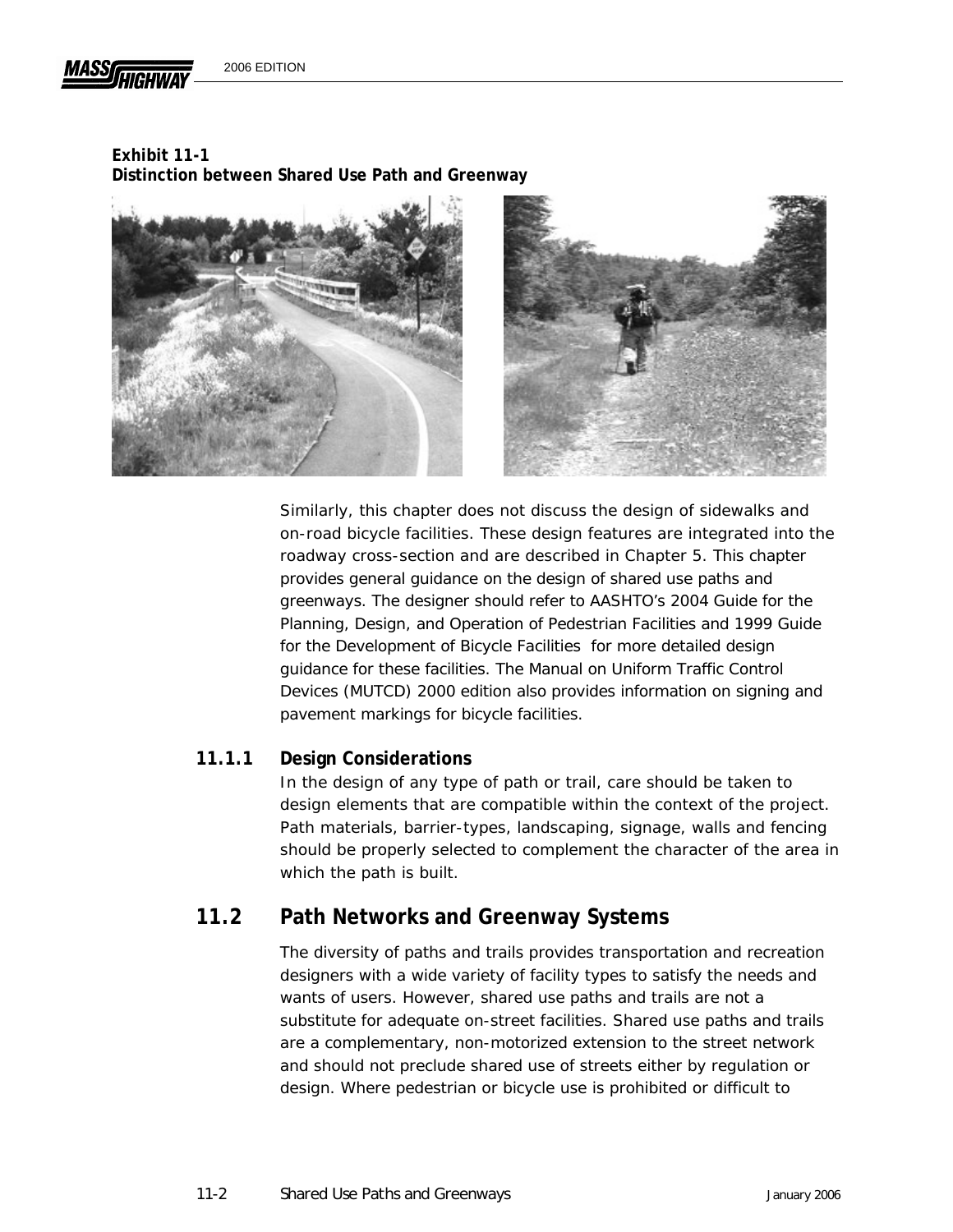**Exhibit 11-1**
**Distinction between Shared Use Path and Greenway**

Similarly, this chapter does not discuss the design of sidewalks and on-road bicycle facilities. These design features are integrated into the roadway cross-section and are described in Chapter 5. This chapter provides general guidance on the design of shared use paths and greenways. The designer should refer to AASHTO's 2004 Guide for the Planning, Design, and Operation of Pedestrian Facilities and 1999 Guide for the Development of Bicycle Facilities for more detailed design guidance for these facilities. The Manual on Uniform Traffic Control Devices (MUTCD) 2000 edition also provides information on signing and pavement markings for bicycle facilities.

### 11.1.1 Design Considerations

In the design of any type of path or trail, care should be taken to design elements that are compatible within the context of the project. Path materials, barrier-types, landscaping, signage, walls and fencing should be properly selected to complement the character of the area in which the path is built.

## 11.2 Path Networks and Greenway Systems

The diversity of paths and trails provides transportation and recreation designers with a wide variety of facility types to satisfy the needs and wants of users. However, shared use paths and trails are not a substitute for adequate on-street facilities. Shared use paths and trails are a complementary, non-motorized extension to the street network and should not preclude shared use of streets either by regulation or design. Where pedestrian or bicycle use is prohibited or difficult to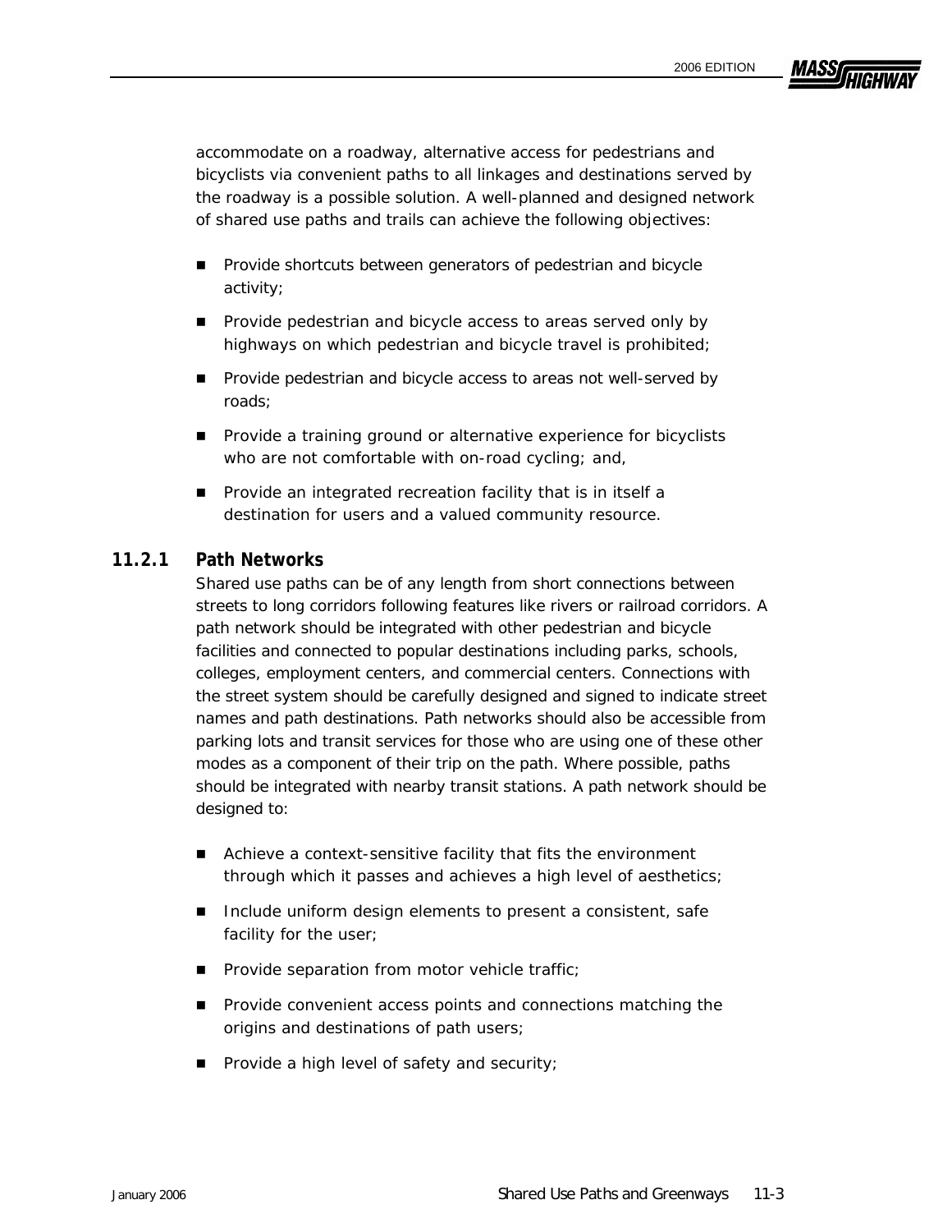accommodate on a roadway, alternative access for pedestrians and bicyclists via convenient paths to all linkages and destinations served by the roadway is a possible solution. A well-planned and designed network of shared use paths and trails can achieve the following objectives:

- Provide shortcuts between generators of pedestrian and bicycle activity;
- Provide pedestrian and bicycle access to areas served only by highways on which pedestrian and bicycle travel is prohibited;
- Provide pedestrian and bicycle access to areas not well-served by roads;
- Provide a training ground or alternative experience for bicyclists who are not comfortable with on-road cycling; and,
- Provide an integrated recreation facility that is in itself a destination for users and a valued community resource.

### 11.2.1 Path Networks

Shared use paths can be of any length from short connections between streets to long corridors following features like rivers or railroad corridors. A path network should be integrated with other pedestrian and bicycle facilities and connected to popular destinations including parks, schools, colleges, employment centers, and commercial centers. Connections with the street system should be carefully designed and signed to indicate street names and path destinations. Path networks should also be accessible from parking lots and transit services for those who are using one of these other modes as a component of their trip on the path. Where possible, paths should be integrated with nearby transit stations. A path network should be designed to:

- Achieve a context-sensitive facility that fits the environment through which it passes and achieves a high level of aesthetics;
- Include uniform design elements to present a consistent, safe facility for the user;
- Provide separation from motor vehicle traffic;
- Provide convenient access points and connections matching the origins and destinations of path users;
- Provide a high level of safety and security;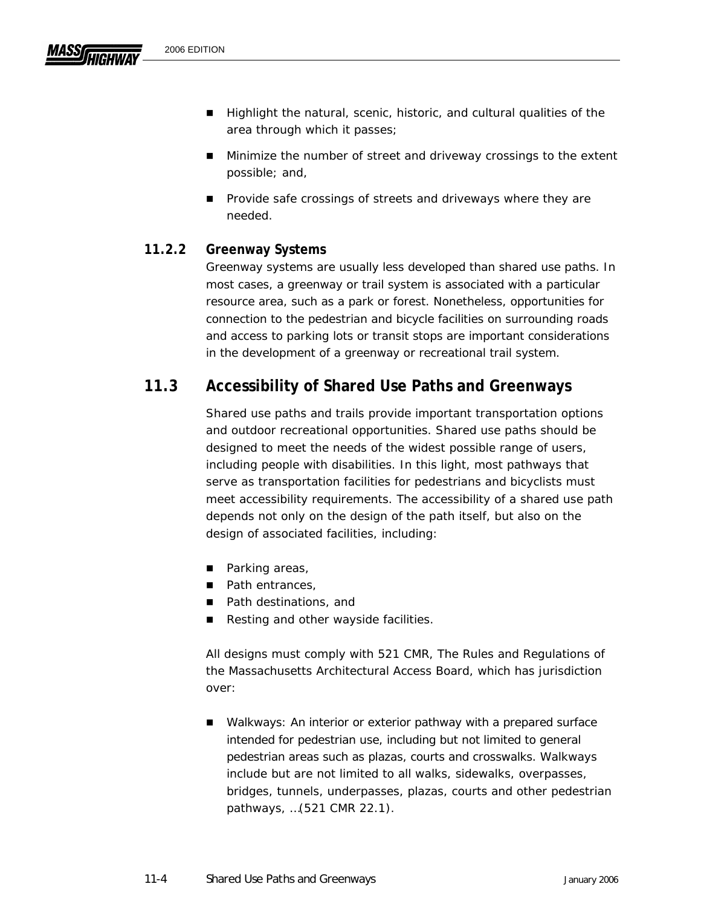- Highlight the natural, scenic, historic, and cultural qualities of the area through which it passes;
- Minimize the number of street and driveway crossings to the extent possible; and,
- Provide safe crossings of streets and driveways where they are needed.

### 11.2.2 Greenway Systems

Greenway systems are usually less developed than shared use paths. In most cases, a greenway or trail system is associated with a particular resource area, such as a park or forest. Nonetheless, opportunities for connection to the pedestrian and bicycle facilities on surrounding roads and access to parking lots or transit stops are important considerations in the development of a greenway or recreational trail system.

## 11.3 Accessibility of Shared Use Paths and Greenways

Shared use paths and trails provide important transportation options and outdoor recreational opportunities. Shared use paths should be designed to meet the needs of the widest possible range of users, including people with disabilities. In this light, most pathways that serve as transportation facilities for pedestrians and bicyclists must meet accessibility requirements. The accessibility of a shared use path depends not only on the design of the path itself, but also on the design of associated facilities, including:

- Parking areas,
- Path entrances,
- Path destinations, and
- Resting and other wayside facilities.

All designs must comply with 521 CMR, The Rules and Regulations of the Massachusetts Architectural Access Board, which has jurisdiction over:

- Walkways: An interior or exterior pathway with a prepared surface intended for pedestrian use, including but not limited to general pedestrian areas such as plazas, courts and crosswalks. Walkways include but are not limited to all walks, sidewalks, overpasses, bridges, tunnels, underpasses, plazas, courts and other pedestrian pathways, …(521 CMR 22.1).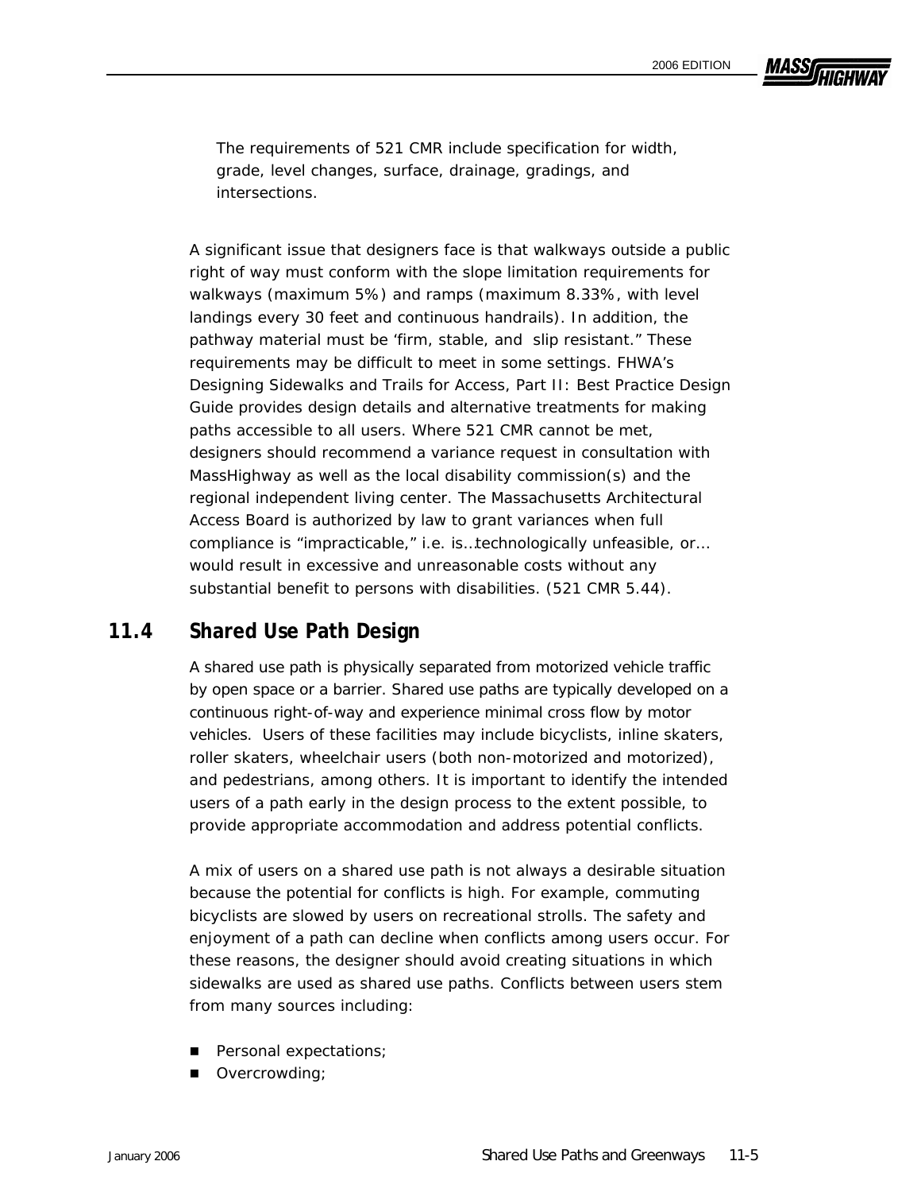The requirements of 521 CMR include specification for width, grade, level changes, surface, drainage, gradings, and intersections.

A significant issue that designers face is that walkways outside a public right of way must conform with the slope limitation requirements for walkways (maximum 5%) and ramps (maximum 8.33%, with level landings every 30 feet and continuous handrails). In addition, the pathway material must be 'firm, stable, and slip resistant." These requirements may be difficult to meet in some settings. FHWA's Designing Sidewalks and Trails for Access, Part II: Best Practice Design Guide provides design details and alternative treatments for making paths accessible to all users. Where 521 CMR cannot be met, designers should recommend a variance request in consultation with MassHighway as well as the local disability commission(s) and the regional independent living center. The Massachusetts Architectural Access Board is authorized by law to grant variances when full compliance is "impracticable," i.e. is…technologically unfeasible, or… would result in excessive and unreasonable costs without any substantial benefit to persons with disabilities. (521 CMR 5.44).

## 11.4 Shared Use Path Design

A shared use path is physically separated from motorized vehicle traffic by open space or a barrier. Shared use paths are typically developed on a continuous right-of-way and experience minimal cross flow by motor vehicles. Users of these facilities may include bicyclists, inline skaters, roller skaters, wheelchair users (both non-motorized and motorized), and pedestrians, among others. It is important to identify the intended users of a path early in the design process to the extent possible, to provide appropriate accommodation and address potential conflicts.

A mix of users on a shared use path is not always a desirable situation because the potential for conflicts is high. For example, commuting bicyclists are slowed by users on recreational strolls. The safety and enjoyment of a path can decline when conflicts among users occur. For these reasons, the designer should avoid creating situations in which sidewalks are used as shared use paths. Conflicts between users stem from many sources including:

- Personal expectations;
- Overcrowding;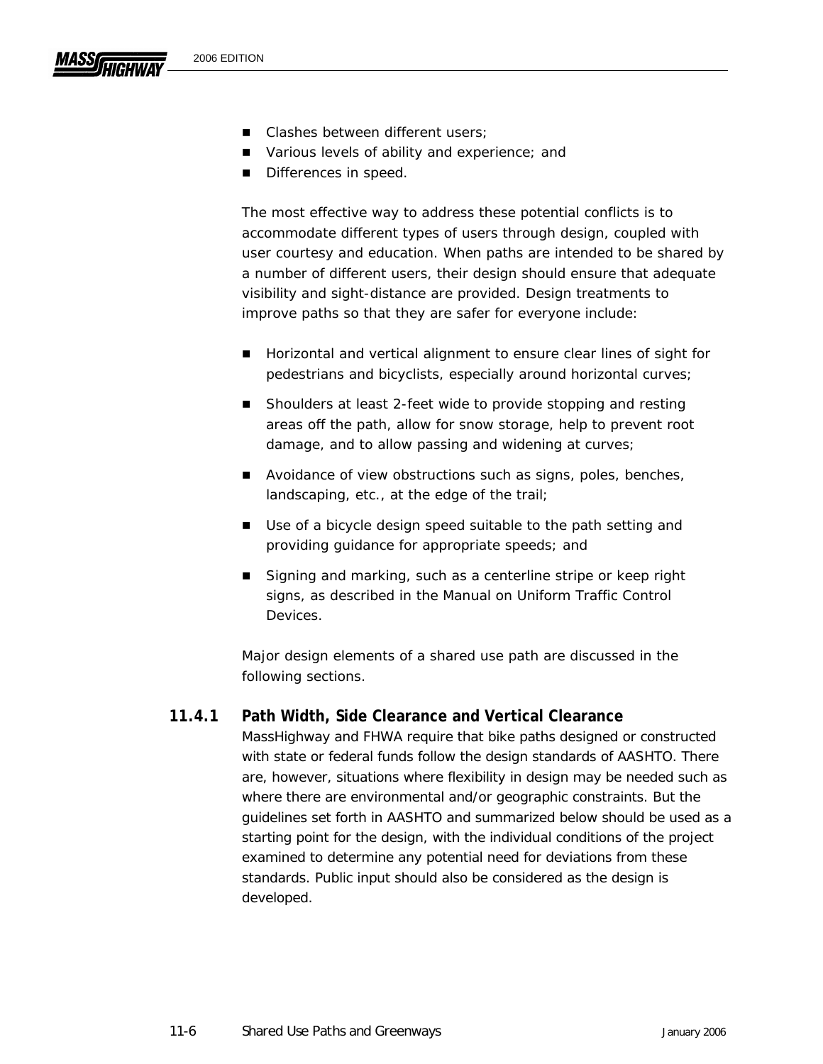- Clashes between different users;
- Various levels of ability and experience; and
- Differences in speed.

The most effective way to address these potential conflicts is to accommodate different types of users through design, coupled with user courtesy and education. When paths are intended to be shared by a number of different users, their design should ensure that adequate visibility and sight-distance are provided. Design treatments to improve paths so that they are safer for everyone include:

- Horizontal and vertical alignment to ensure clear lines of sight for pedestrians and bicyclists, especially around horizontal curves;
- Shoulders at least 2-feet wide to provide stopping and resting areas off the path, allow for snow storage, help to prevent root damage, and to allow passing and widening at curves;
- Avoidance of view obstructions such as signs, poles, benches, landscaping, etc., at the edge of the trail;
- Use of a bicycle design speed suitable to the path setting and providing guidance for appropriate speeds; and
- Signing and marking, such as a centerline stripe or keep right signs, as described in the Manual on Uniform Traffic Control Devices.

Major design elements of a shared use path are discussed in the following sections.

### 11.4.1 Path Width, Side Clearance and Vertical Clearance

MassHighway and FHWA require that bike paths designed or constructed with state or federal funds follow the design standards of AASHTO. There are, however, situations where flexibility in design may be needed such as where there are environmental and/or geographic constraints. But the guidelines set forth in AASHTO and summarized below should be used as a starting point for the design, with the individual conditions of the project examined to determine any potential need for deviations from these standards. Public input should also be considered as the design is developed.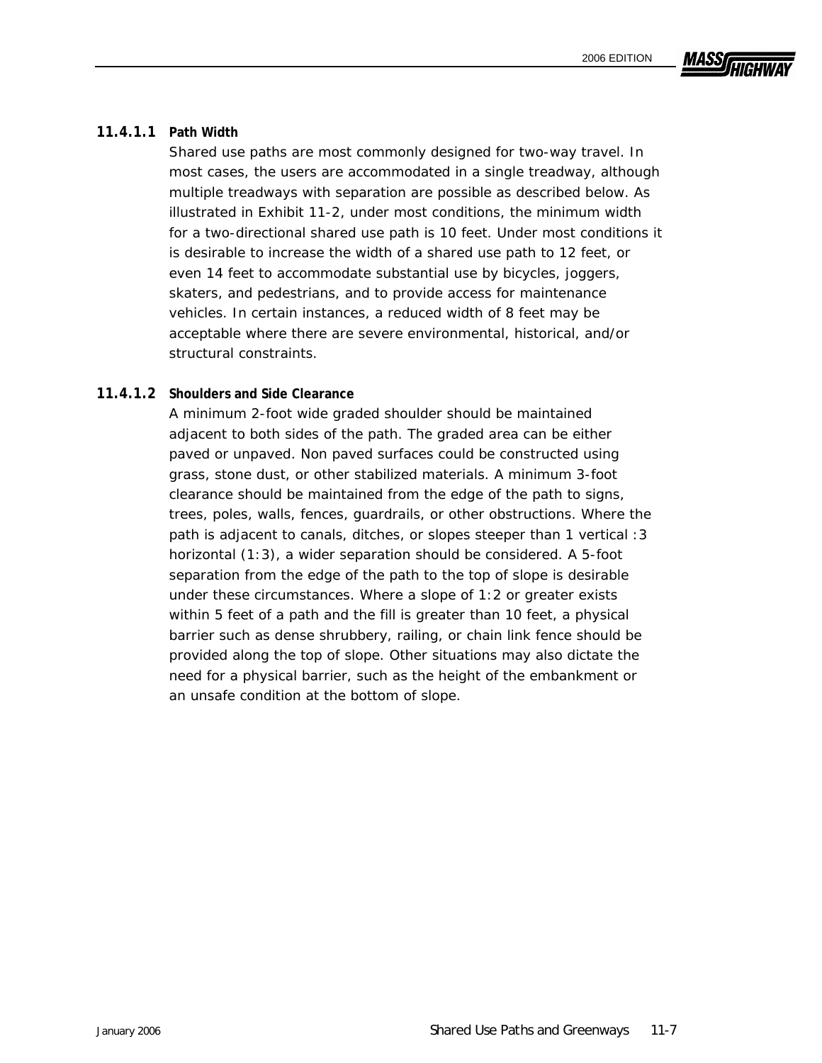#### 11.4.1.1 Path Width

Shared use paths are most commonly designed for two-way travel. In most cases, the users are accommodated in a single treadway, although multiple treadways with separation are possible as described below. As illustrated in Exhibit 11-2, under most conditions, the minimum width for a two-directional shared use path is 10 feet. Under most conditions it is desirable to increase the width of a shared use path to 12 feet, or even 14 feet to accommodate substantial use by bicycles, joggers, skaters, and pedestrians, and to provide access for maintenance vehicles. In certain instances, a reduced width of 8 feet may be acceptable where there are severe environmental, historical, and/or structural constraints.

#### 11.4.1.2 Shoulders and Side Clearance

A minimum 2-foot wide graded shoulder should be maintained adjacent to both sides of the path. The graded area can be either paved or unpaved. Non paved surfaces could be constructed using grass, stone dust, or other stabilized materials. A minimum 3-foot clearance should be maintained from the edge of the path to signs, trees, poles, walls, fences, guardrails, or other obstructions. Where the path is adjacent to canals, ditches, or slopes steeper than 1 vertical :3 horizontal (1:3), a wider separation should be considered. A 5-foot separation from the edge of the path to the top of slope is desirable under these circumstances. Where a slope of 1:2 or greater exists within 5 feet of a path and the fill is greater than 10 feet, a physical barrier such as dense shrubbery, railing, or chain link fence should be provided along the top of slope. Other situations may also dictate the need for a physical barrier, such as the height of the embankment or an unsafe condition at the bottom of slope.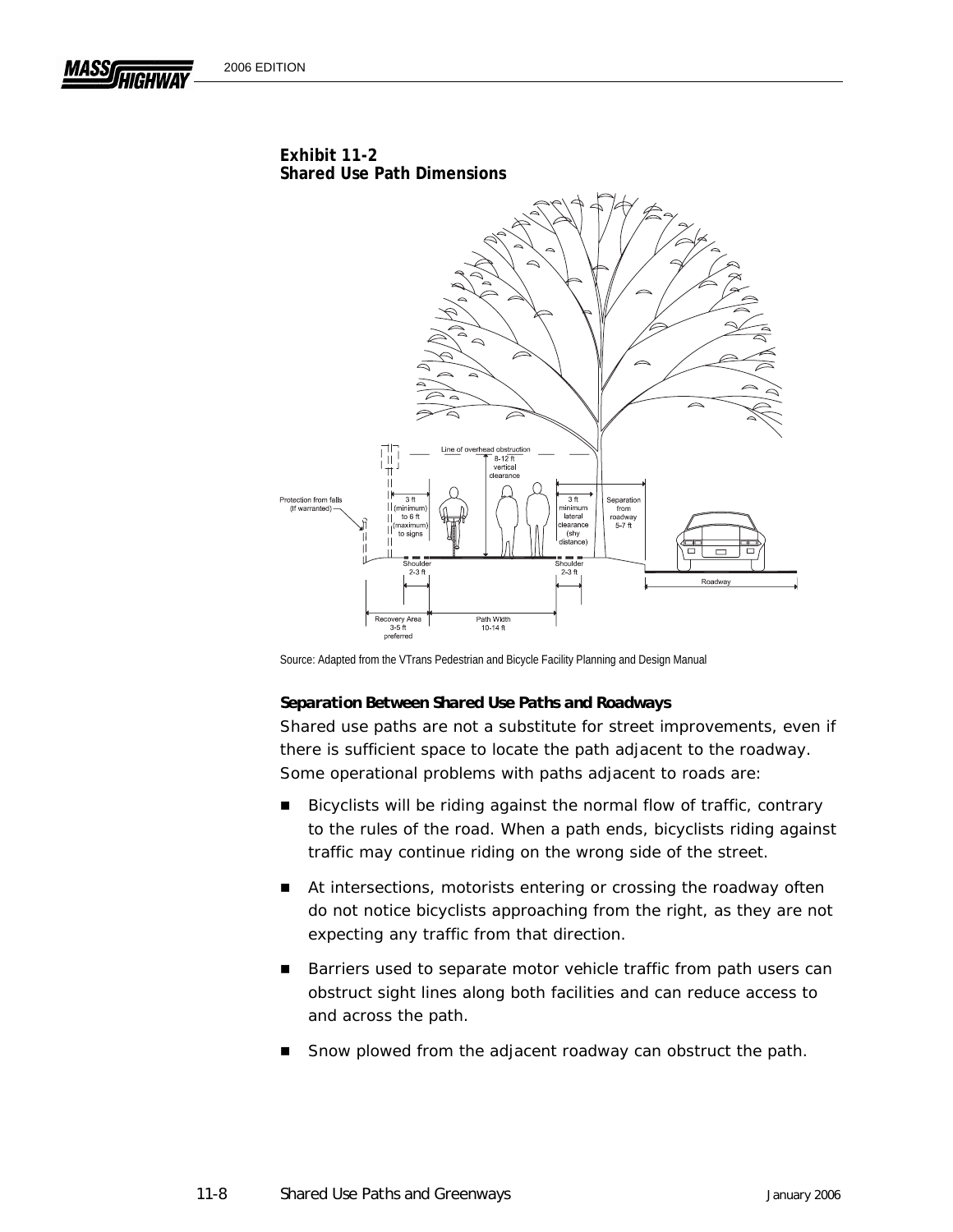**Exhibit 11-2**
**Shared Use Path Dimensions**

Source: Adapted from the VTrans Pedestrian and Bicycle Facility Planning and Design Manual

### Separation Between Shared Use Paths and Roadways

Shared use paths are not a substitute for street improvements, even if there is sufficient space to locate the path adjacent to the roadway. Some operational problems with paths adjacent to roads are:

- Bicyclists will be riding against the normal flow of traffic, contrary to the rules of the road. When a path ends, bicyclists riding against traffic may continue riding on the wrong side of the street.
- At intersections, motorists entering or crossing the roadway often do not notice bicyclists approaching from the right, as they are not expecting any traffic from that direction.
- Barriers used to separate motor vehicle traffic from path users can obstruct sight lines along both facilities and can reduce access to and across the path.
- Snow plowed from the adjacent roadway can obstruct the path.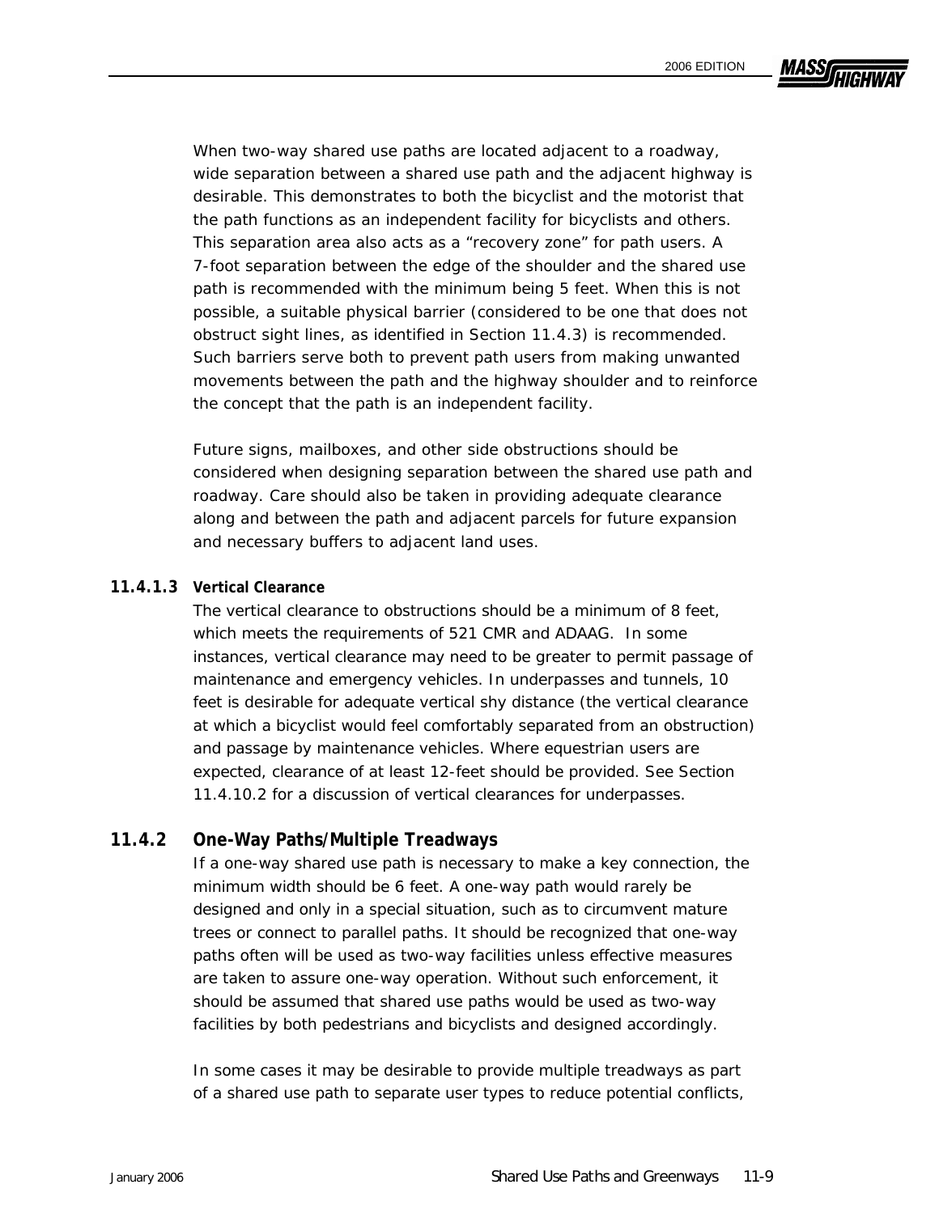When two-way shared use paths are located adjacent to a roadway, wide separation between a shared use path and the adjacent highway is desirable. This demonstrates to both the bicyclist and the motorist that the path functions as an independent facility for bicyclists and others. This separation area also acts as a "recovery zone" for path users. A 7-foot separation between the edge of the shoulder and the shared use path is recommended with the minimum being 5 feet. When this is not possible, a suitable physical barrier (considered to be one that does not obstruct sight lines, as identified in Section 11.4.3) is recommended. Such barriers serve both to prevent path users from making unwanted movements between the path and the highway shoulder and to reinforce the concept that the path is an independent facility.

Future signs, mailboxes, and other side obstructions should be considered when designing separation between the shared use path and roadway. Care should also be taken in providing adequate clearance along and between the path and adjacent parcels for future expansion and necessary buffers to adjacent land uses.

#### 11.4.1.3 Vertical Clearance

The vertical clearance to obstructions should be a minimum of 8 feet, which meets the requirements of 521 CMR and ADAAG. In some instances, vertical clearance may need to be greater to permit passage of maintenance and emergency vehicles. In underpasses and tunnels, 10 feet is desirable for adequate vertical shy distance (the vertical clearance at which a bicyclist would feel comfortably separated from an obstruction) and passage by maintenance vehicles. Where equestrian users are expected, clearance of at least 12-feet should be provided. See Section 11.4.10.2 for a discussion of vertical clearances for underpasses.

### 11.4.2 One-Way Paths/Multiple Treadways

If a one-way shared use path is necessary to make a key connection, the minimum width should be 6 feet. A one-way path would rarely be designed and only in a special situation, such as to circumvent mature trees or connect to parallel paths. It should be recognized that one-way paths often will be used as two-way facilities unless effective measures are taken to assure one-way operation. Without such enforcement, it should be assumed that shared use paths would be used as two-way facilities by both pedestrians and bicyclists and designed accordingly.

In some cases it may be desirable to provide multiple treadways as part of a shared use path to separate user types to reduce potential conflicts,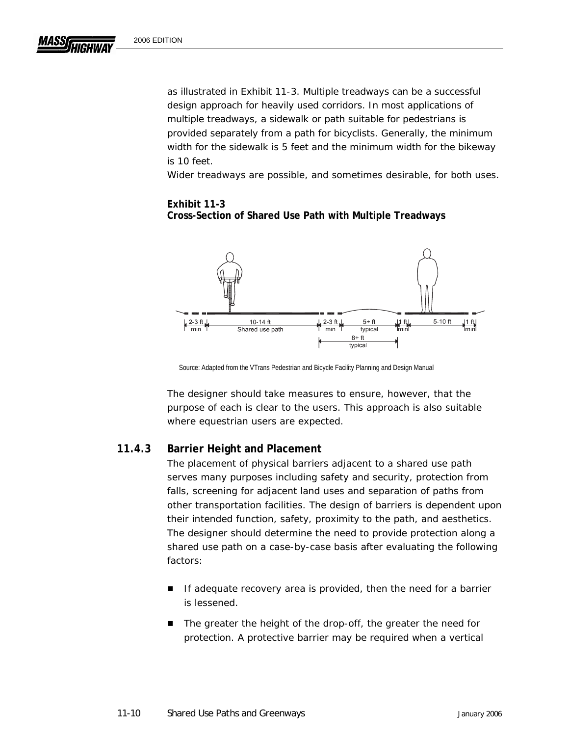as illustrated in Exhibit 11-3. Multiple treadways can be a successful design approach for heavily used corridors. In most applications of multiple treadways, a sidewalk or path suitable for pedestrians is provided separately from a path for bicyclists. Generally, the minimum width for the sidewalk is 5 feet and the minimum width for the bikeway is 10 feet.

Wider treadways are possible, and sometimes desirable, for both uses.

**Exhibit 11-3**
**Cross-Section of Shared Use Path with Multiple Treadways**

Source: Adapted from the VTrans Pedestrian and Bicycle Facility Planning and Design Manual

The designer should take measures to ensure, however, that the purpose of each is clear to the users. This approach is also suitable where equestrian users are expected.

### 11.4.3 Barrier Height and Placement

The placement of physical barriers adjacent to a shared use path serves many purposes including safety and security, protection from falls, screening for adjacent land uses and separation of paths from other transportation facilities. The design of barriers is dependent upon their intended function, safety, proximity to the path, and aesthetics. The designer should determine the need to provide protection along a shared use path on a case-by-case basis after evaluating the following factors:

- If adequate recovery area is provided, then the need for a barrier is lessened.
- The greater the height of the drop-off, the greater the need for protection. A protective barrier may be required when a vertical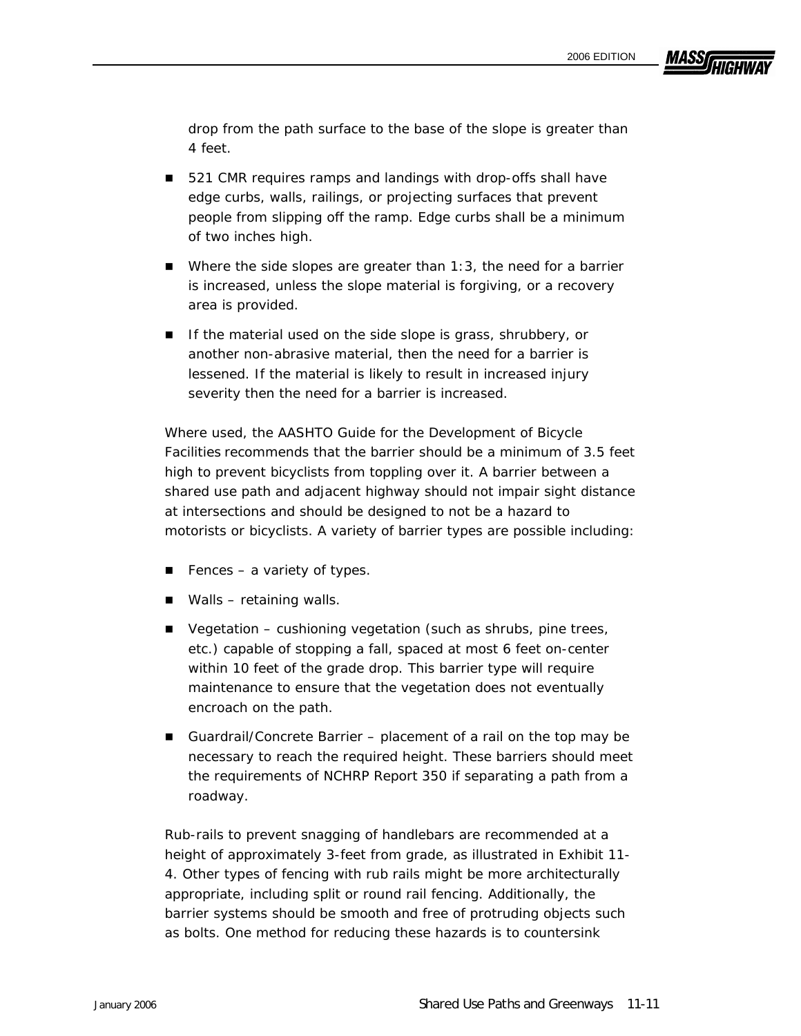drop from the path surface to the base of the slope is greater than 4 feet.

- 521 CMR requires ramps and landings with drop-offs shall have edge curbs, walls, railings, or projecting surfaces that prevent people from slipping off the ramp. Edge curbs shall be a minimum of two inches high.
- Where the side slopes are greater than 1:3, the need for a barrier is increased, unless the slope material is forgiving, or a recovery area is provided.
- If the material used on the side slope is grass, shrubbery, or another non-abrasive material, then the need for a barrier is lessened. If the material is likely to result in increased injury severity then the need for a barrier is increased.

Where used, the AASHTO Guide for the Development of Bicycle Facilities recommends that the barrier should be a minimum of 3.5 feet high to prevent bicyclists from toppling over it. A barrier between a shared use path and adjacent highway should not impair sight distance at intersections and should be designed to not be a hazard to motorists or bicyclists. A variety of barrier types are possible including:

- Fences – a variety of types.
- Walls – retaining walls.
- Vegetation – cushioning vegetation (such as shrubs, pine trees, etc.) capable of stopping a fall, spaced at most 6 feet on-center within 10 feet of the grade drop. This barrier type will require maintenance to ensure that the vegetation does not eventually encroach on the path.
- Guardrail/Concrete Barrier – placement of a rail on the top may be necessary to reach the required height. These barriers should meet the requirements of NCHRP Report 350 if separating a path from a roadway.

Rub-rails to prevent snagging of handlebars are recommended at a height of approximately 3-feet from grade, as illustrated in Exhibit 11-4. Other types of fencing with rub rails might be more architecturally appropriate, including split or round rail fencing. Additionally, the barrier systems should be smooth and free of protruding objects such as bolts. One method for reducing these hazards is to countersink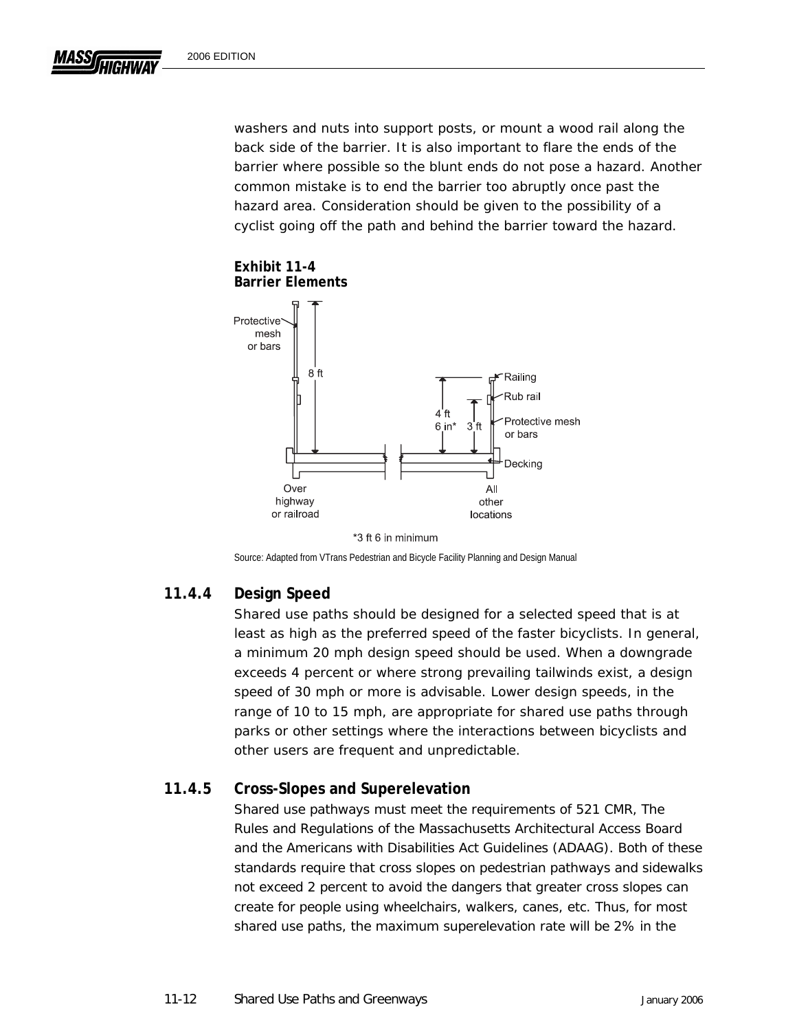washers and nuts into support posts, or mount a wood rail along the back side of the barrier. It is also important to flare the ends of the barrier where possible so the blunt ends do not pose a hazard. Another common mistake is to end the barrier too abruptly once past the hazard area. Consideration should be given to the possibility of a cyclist going off the path and behind the barrier toward the hazard.

**Exhibit 11-4**
**Barrier Elements**

Protective mesh or bars

8 ft

Railing

Rub rail

4 ft 6 in*

3 ft

Protective mesh or bars

Decking

Over highway or railroad

All other locations

*3 ft 6 in minimum

Source: Adapted from VTrans Pedestrian and Bicycle Facility Planning and Design Manual

### 11.4.4 Design Speed

Shared use paths should be designed for a selected speed that is at least as high as the preferred speed of the faster bicyclists. In general, a minimum 20 mph design speed should be used. When a downgrade exceeds 4 percent or where strong prevailing tailwinds exist, a design speed of 30 mph or more is advisable. Lower design speeds, in the range of 10 to 15 mph, are appropriate for shared use paths through parks or other settings where the interactions between bicyclists and other users are frequent and unpredictable.

### 11.4.5 Cross-Slopes and Superelevation

Shared use pathways must meet the requirements of 521 CMR, The Rules and Regulations of the Massachusetts Architectural Access Board and the Americans with Disabilities Act Guidelines (ADAAG). Both of these standards require that cross slopes on pedestrian pathways and sidewalks not exceed 2 percent to avoid the dangers that greater cross slopes can create for people using wheelchairs, walkers, canes, etc. Thus, for most shared use paths, the maximum superelevation rate will be 2% in the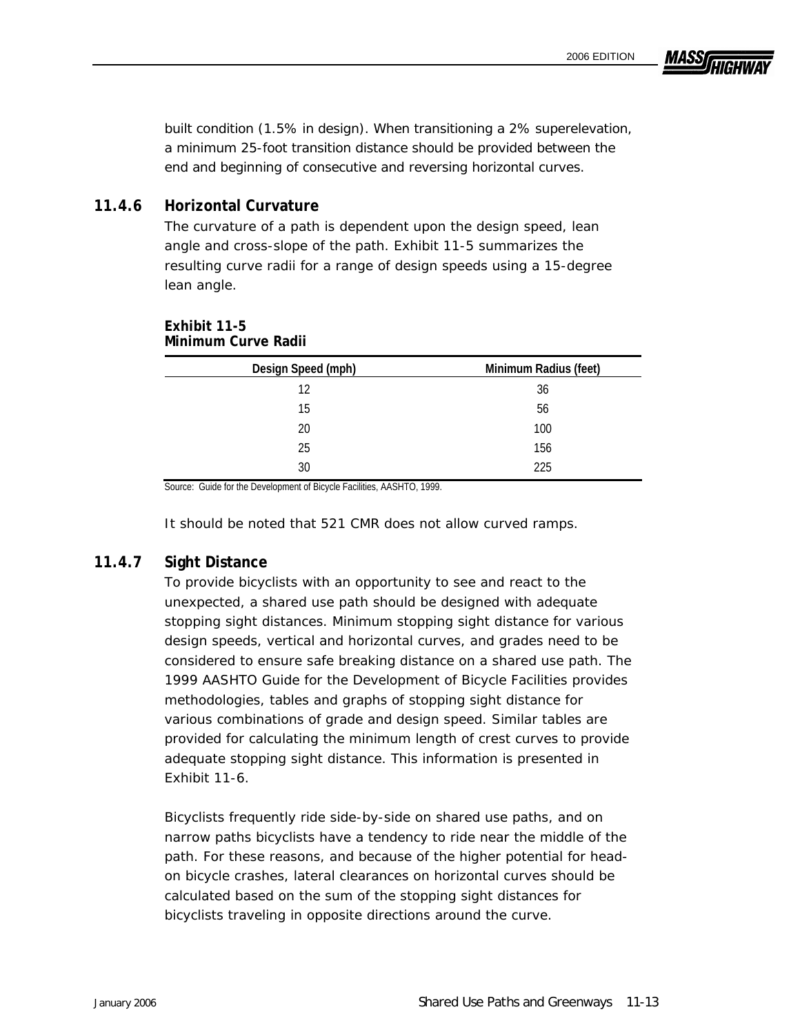built condition (1.5% in design). When transitioning a 2% superelevation, a minimum 25-foot transition distance should be provided between the end and beginning of consecutive and reversing horizontal curves.

### 11.4.6 Horizontal Curvature

The curvature of a path is dependent upon the design speed, lean angle and cross-slope of the path. Exhibit 11-5 summarizes the resulting curve radii for a range of design speeds using a 15-degree lean angle.

**Exhibit 11-5**
**Minimum Curve Radii**

| Design Speed (mph) | Minimum Radius (feet) |
|---|---|
| 12 | 36 |
| 15 | 56 |
| 20 | 100 |
| 25 | 156 |
| 30 | 225 |

Source: Guide for the Development of Bicycle Facilities, AASHTO, 1999.

It should be noted that 521 CMR does not allow curved ramps.

### 11.4.7 Sight Distance

To provide bicyclists with an opportunity to see and react to the unexpected, a shared use path should be designed with adequate stopping sight distances. Minimum stopping sight distance for various design speeds, vertical and horizontal curves, and grades need to be considered to ensure safe breaking distance on a shared use path. The 1999 AASHTO Guide for the Development of Bicycle Facilities provides methodologies, tables and graphs of stopping sight distance for various combinations of grade and design speed. Similar tables are provided for calculating the minimum length of crest curves to provide adequate stopping sight distance. This information is presented in Exhibit 11-6.

Bicyclists frequently ride side-by-side on shared use paths, and on narrow paths bicyclists have a tendency to ride near the middle of the path. For these reasons, and because of the higher potential for head-on bicycle crashes, lateral clearances on horizontal curves should be calculated based on the sum of the stopping sight distances for bicyclists traveling in opposite directions around the curve.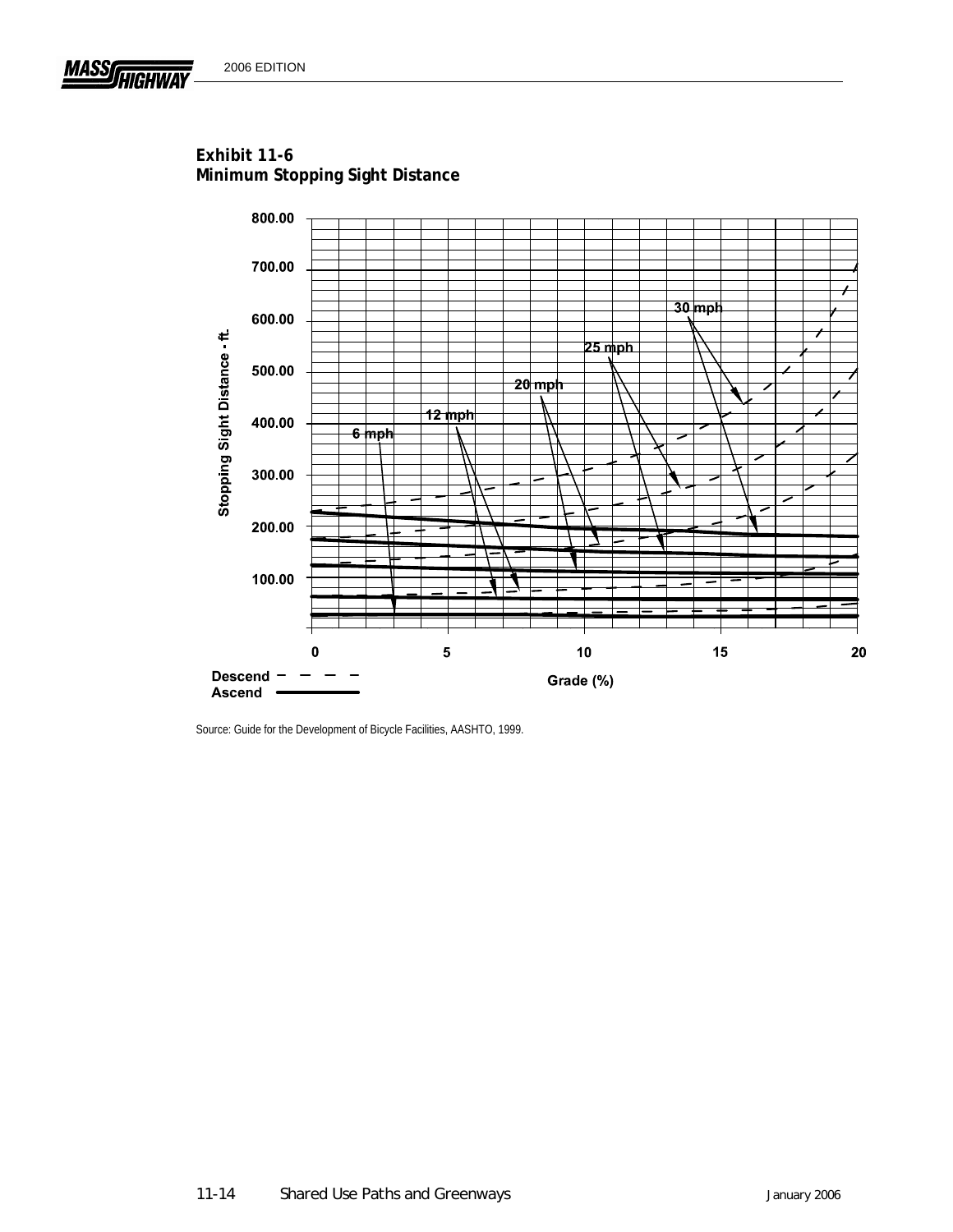**Exhibit 11-6**
**Minimum Stopping Sight Distance**

Source: Guide for the Development of Bicycle Facilities, AASHTO, 1999.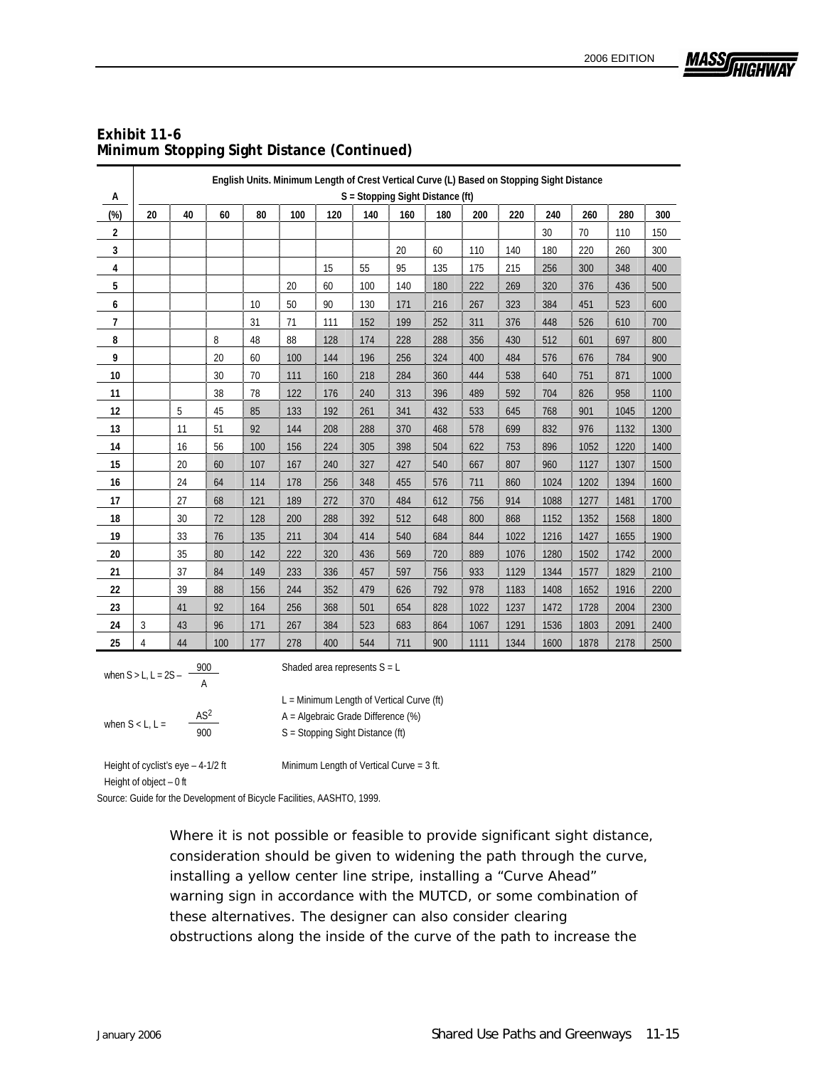**Exhibit 11-6**
**Minimum Stopping Sight Distance (Continued)**

| A | English Units. Minimum Length of Crest Vertical Curve (L) Based on Stopping Sight Distance S = Stopping Sight Distance (ft) | | | | | | | | | | | | | | |
|---|---|---|---|---|---|---|---|---|---|---|---|---|---|---|---|
| (%) | 20 | 40 | 60 | 80 | 100 | 120 | 140 | 160 | 180 | 200 | 220 | 240 | 260 | 280 | 300 |
| 2 | | | | | | | | | | | | 30 | 70 | 110 | 150 |
| 3 | | | | | | | | 20 | 60 | 110 | 140 | 180 | 220 | 260 | 300 |
| 4 | | | | | | 15 | 55 | 95 | 135 | 175 | 215 | 256 | 300 | 348 | 400 |
| 5 | | | | | 20 | 60 | 100 | 140 | 180 | 222 | 269 | 320 | 376 | 436 | 500 |
| 6 | | | | 10 | 50 | 90 | 130 | 171 | 216 | 267 | 323 | 384 | 451 | 523 | 600 |
| 7 | | | | 31 | 71 | 111 | 152 | 199 | 252 | 311 | 376 | 448 | 526 | 610 | 700 |
| 8 | | | 8 | 48 | 88 | 128 | 174 | 228 | 288 | 356 | 430 | 512 | 601 | 697 | 800 |
| 9 | | | 20 | 60 | 100 | 144 | 196 | 256 | 324 | 400 | 484 | 576 | 676 | 784 | 900 |
| 10 | | | 30 | 70 | 111 | 160 | 218 | 284 | 360 | 444 | 538 | 640 | 751 | 871 | 1000 |
| 11 | | | 38 | 78 | 122 | 176 | 240 | 313 | 396 | 489 | 592 | 704 | 826 | 958 | 1100 |
| 12 | | 5 | 45 | 85 | 133 | 192 | 261 | 341 | 432 | 533 | 645 | 768 | 901 | 1045 | 1200 |
| 13 | | 11 | 51 | 92 | 144 | 208 | 288 | 370 | 468 | 578 | 699 | 832 | 976 | 1132 | 1300 |
| 14 | | 16 | 56 | 100 | 156 | 224 | 305 | 398 | 504 | 622 | 753 | 896 | 1052 | 1220 | 1400 |
| 15 | | 20 | 60 | 107 | 167 | 240 | 327 | 427 | 540 | 667 | 807 | 960 | 1127 | 1307 | 1500 |
| 16 | | 24 | 64 | 114 | 178 | 256 | 348 | 455 | 576 | 711 | 860 | 1024 | 1202 | 1394 | 1600 |
| 17 | | 27 | 68 | 121 | 189 | 272 | 370 | 484 | 612 | 756 | 914 | 1088 | 1277 | 1481 | 1700 |
| 18 | | 30 | 72 | 128 | 200 | 288 | 392 | 512 | 648 | 800 | 868 | 1152 | 1352 | 1568 | 1800 |
| 19 | | 33 | 76 | 135 | 211 | 304 | 414 | 540 | 684 | 844 | 1022 | 1216 | 1427 | 1655 | 1900 |
| 20 | | 35 | 80 | 142 | 222 | 320 | 436 | 569 | 720 | 889 | 1076 | 1280 | 1502 | 1742 | 2000 |
| 21 | | 37 | 84 | 149 | 233 | 336 | 457 | 597 | 756 | 933 | 1129 | 1344 | 1577 | 1829 | 2100 |
| 22 | | 39 | 88 | 156 | 244 | 352 | 479 | 626 | 792 | 978 | 1183 | 1408 | 1652 | 1916 | 2200 |
| 23 | | 41 | 92 | 164 | 256 | 368 | 501 | 654 | 828 | 1022 | 1237 | 1472 | 1728 | 2004 | 2300 |
| 24 | 3 | 43 | 96 | 171 | 267 | 384 | 523 | 683 | 864 | 1067 | 1291 | 1536 | 1803 | 2091 | 2400 |
| 25 | 4 | 44 | 100 | 177 | 278 | 400 | 544 | 711 | 900 | 1111 | 1344 | 1600 | 1878 | 2178 | 2500 |

when $S > L$, $L = 2S - \dfrac{900}{A}$

when $S < L$, $L = \dfrac{AS^2}{900}$

Shaded area represents S = L

L = Minimum Length of Vertical Curve (ft)
A = Algebraic Grade Difference (%)
S = Stopping Sight Distance (ft)

Height of cyclist's eye – 4-1/2 ft
Height of object – 0 ft

Minimum Length of Vertical Curve = 3 ft.

Source: Guide for the Development of Bicycle Facilities, AASHTO, 1999.

Where it is not possible or feasible to provide significant sight distance, consideration should be given to widening the path through the curve, installing a yellow center line stripe, installing a "Curve Ahead" warning sign in accordance with the MUTCD, or some combination of these alternatives. The designer can also consider clearing obstructions along the inside of the curve of the path to increase the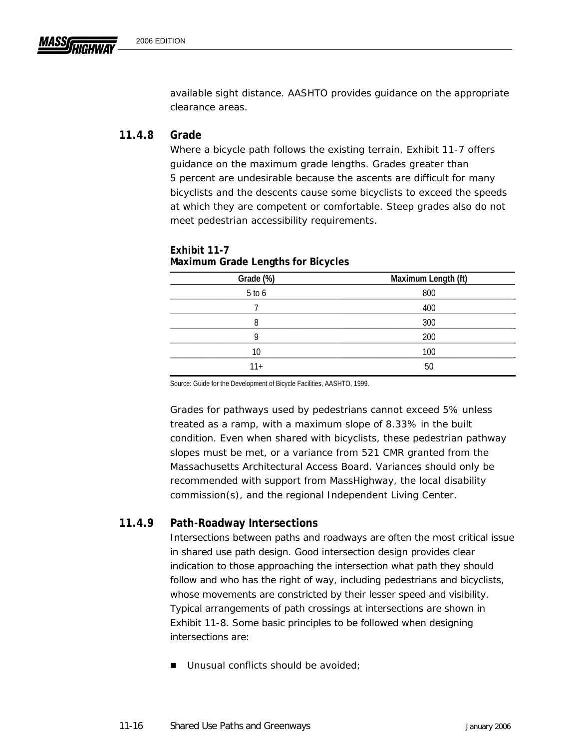available sight distance. AASHTO provides guidance on the appropriate clearance areas.

### 11.4.8 Grade

Where a bicycle path follows the existing terrain, Exhibit 11-7 offers guidance on the maximum grade lengths. Grades greater than 5 percent are undesirable because the ascents are difficult for many bicyclists and the descents cause some bicyclists to exceed the speeds at which they are competent or comfortable. Steep grades also do not meet pedestrian accessibility requirements.

**Exhibit 11-7**
**Maximum Grade Lengths for Bicycles**

| Grade (%) | Maximum Length (ft) |
|---|---|
| 5 to 6 | 800 |
| 7 | 400 |
| 8 | 300 |
| 9 | 200 |
| 10 | 100 |
| 11+ | 50 |

Source: Guide for the Development of Bicycle Facilities, AASHTO, 1999.

Grades for pathways used by pedestrians cannot exceed 5% unless treated as a ramp, with a maximum slope of 8.33% in the built condition. Even when shared with bicyclists, these pedestrian pathway slopes must be met, or a variance from 521 CMR granted from the Massachusetts Architectural Access Board. Variances should only be recommended with support from MassHighway, the local disability commission(s), and the regional Independent Living Center.

### 11.4.9 Path-Roadway Intersections

Intersections between paths and roadways are often the most critical issue in shared use path design. Good intersection design provides clear indication to those approaching the intersection what path they should follow and who has the right of way, including pedestrians and bicyclists, whose movements are constricted by their lesser speed and visibility. Typical arrangements of path crossings at intersections are shown in Exhibit 11-8. Some basic principles to be followed when designing intersections are:

- Unusual conflicts should be avoided;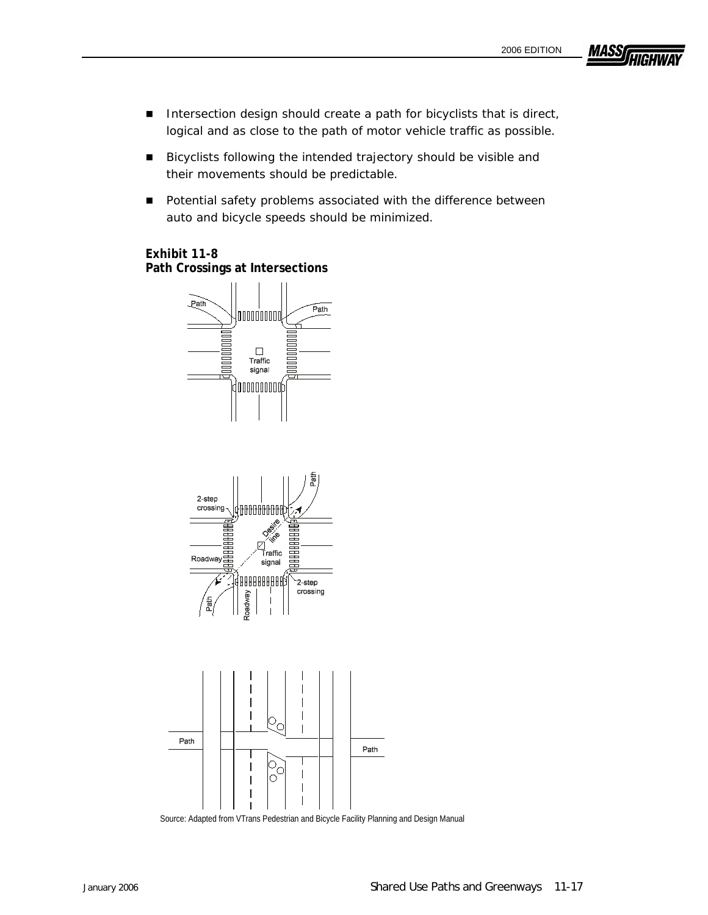- Intersection design should create a path for bicyclists that is direct, logical and as close to the path of motor vehicle traffic as possible.
- Bicyclists following the intended trajectory should be visible and their movements should be predictable.
- Potential safety problems associated with the difference between auto and bicycle speeds should be minimized.

**Exhibit 11-8**
**Path Crossings at Intersections**

Source: Adapted from VTrans Pedestrian and Bicycle Facility Planning and Design Manual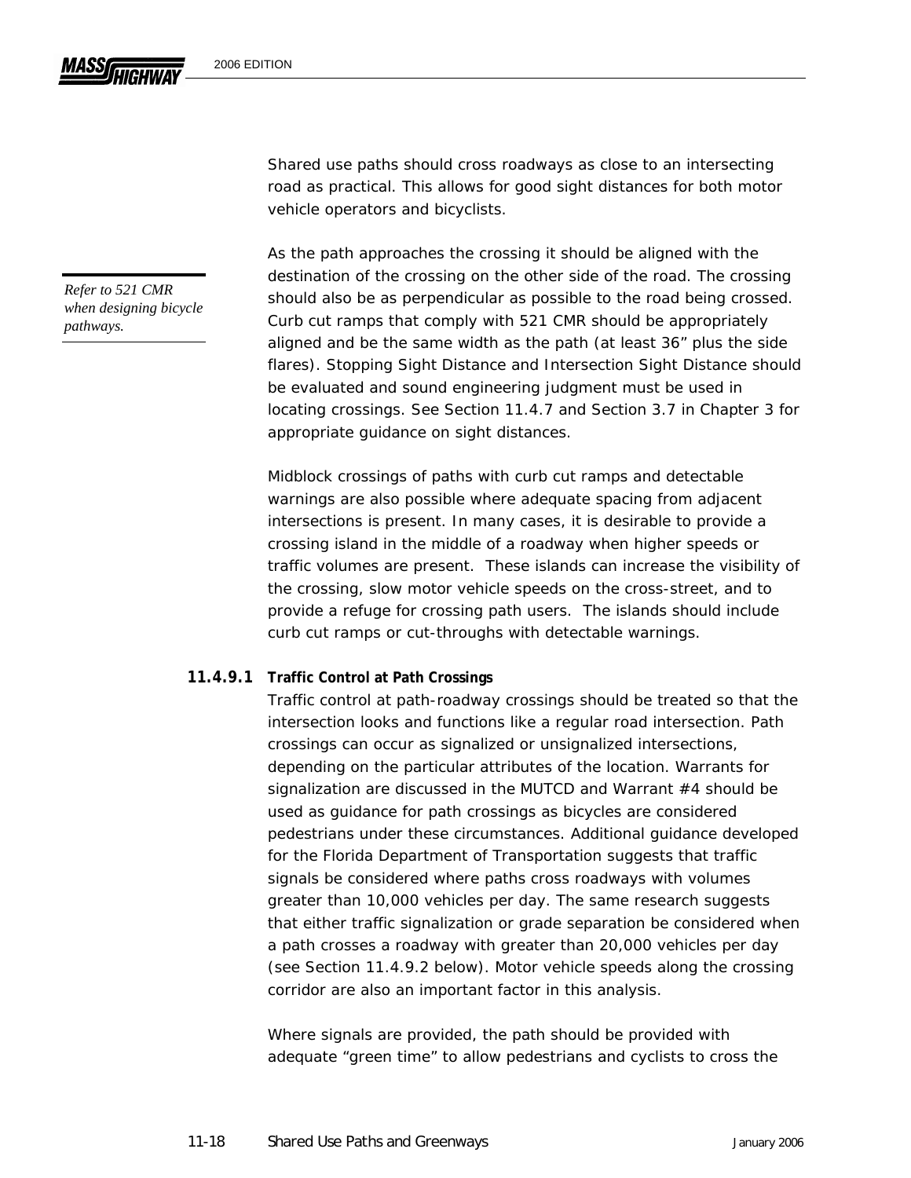Shared use paths should cross roadways as close to an intersecting road as practical. This allows for good sight distances for both motor vehicle operators and bicyclists.

*Refer to 521 CMR when designing bicycle pathways.*

As the path approaches the crossing it should be aligned with the destination of the crossing on the other side of the road. The crossing should also be as perpendicular as possible to the road being crossed. Curb cut ramps that comply with 521 CMR should be appropriately aligned and be the same width as the path (at least 36" plus the side flares). Stopping Sight Distance and Intersection Sight Distance should be evaluated and sound engineering judgment must be used in locating crossings. See Section 11.4.7 and Section 3.7 in Chapter 3 for appropriate guidance on sight distances.

Midblock crossings of paths with curb cut ramps and detectable warnings are also possible where adequate spacing from adjacent intersections is present. In many cases, it is desirable to provide a crossing island in the middle of a roadway when higher speeds or traffic volumes are present. These islands can increase the visibility of the crossing, slow motor vehicle speeds on the cross-street, and to provide a refuge for crossing path users. The islands should include curb cut ramps or cut-throughs with detectable warnings.

#### 11.4.9.1 Traffic Control at Path Crossings

Traffic control at path-roadway crossings should be treated so that the intersection looks and functions like a regular road intersection. Path crossings can occur as signalized or unsignalized intersections, depending on the particular attributes of the location. Warrants for signalization are discussed in the MUTCD and Warrant #4 should be used as guidance for path crossings as bicycles are considered pedestrians under these circumstances. Additional guidance developed for the Florida Department of Transportation suggests that traffic signals be considered where paths cross roadways with volumes greater than 10,000 vehicles per day. The same research suggests that either traffic signalization or grade separation be considered when a path crosses a roadway with greater than 20,000 vehicles per day (see Section 11.4.9.2 below). Motor vehicle speeds along the crossing corridor are also an important factor in this analysis.

Where signals are provided, the path should be provided with adequate "green time" to allow pedestrians and cyclists to cross the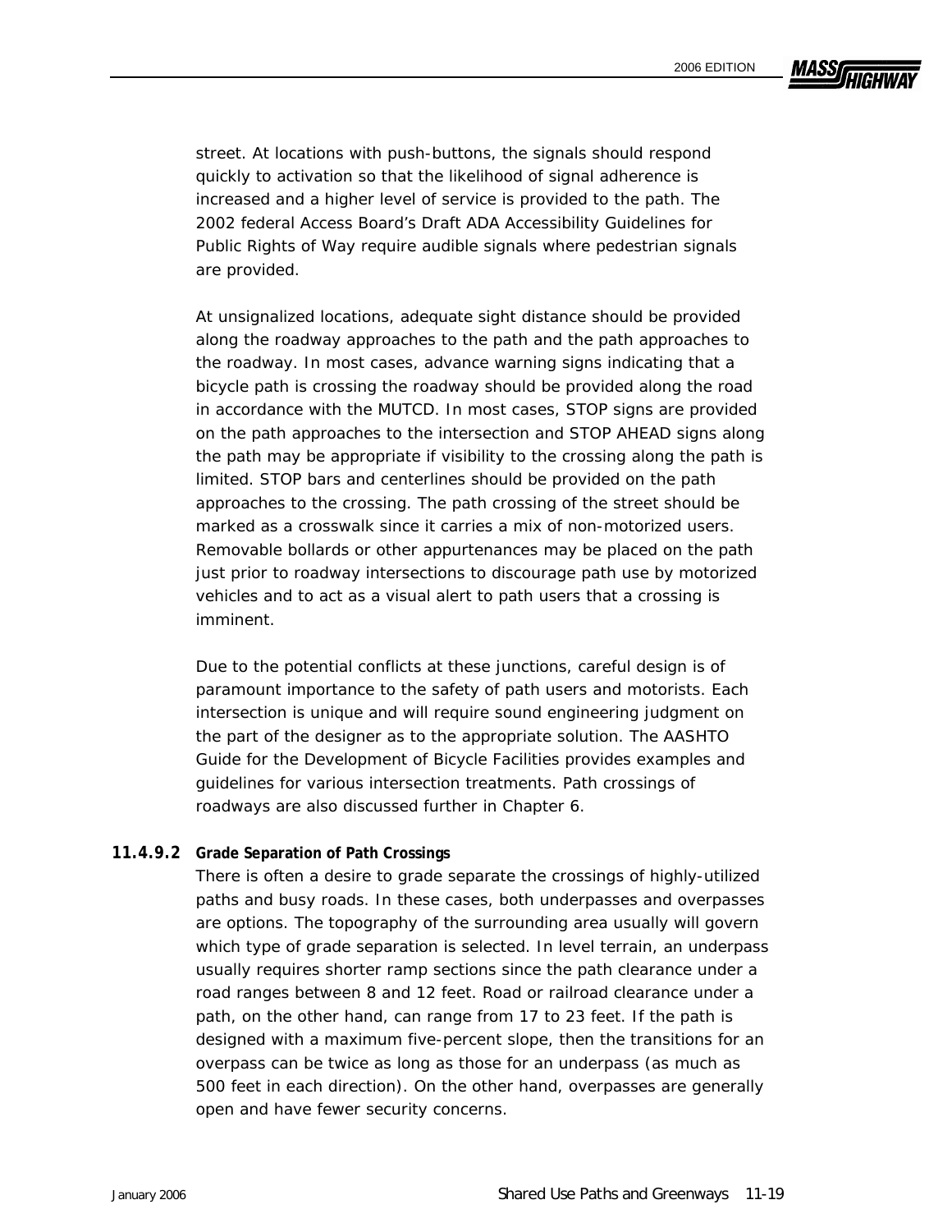street. At locations with push-buttons, the signals should respond quickly to activation so that the likelihood of signal adherence is increased and a higher level of service is provided to the path. The 2002 federal Access Board's Draft ADA Accessibility Guidelines for Public Rights of Way require audible signals where pedestrian signals are provided.

At unsignalized locations, adequate sight distance should be provided along the roadway approaches to the path and the path approaches to the roadway. In most cases, advance warning signs indicating that a bicycle path is crossing the roadway should be provided along the road in accordance with the MUTCD. In most cases, STOP signs are provided on the path approaches to the intersection and STOP AHEAD signs along the path may be appropriate if visibility to the crossing along the path is limited. STOP bars and centerlines should be provided on the path approaches to the crossing. The path crossing of the street should be marked as a crosswalk since it carries a mix of non-motorized users. Removable bollards or other appurtenances may be placed on the path just prior to roadway intersections to discourage path use by motorized vehicles and to act as a visual alert to path users that a crossing is imminent.

Due to the potential conflicts at these junctions, careful design is of paramount importance to the safety of path users and motorists. Each intersection is unique and will require sound engineering judgment on the part of the designer as to the appropriate solution. The AASHTO Guide for the Development of Bicycle Facilities provides examples and guidelines for various intersection treatments. Path crossings of roadways are also discussed further in Chapter 6.

#### 11.4.9.2 Grade Separation of Path Crossings

There is often a desire to grade separate the crossings of highly-utilized paths and busy roads. In these cases, both underpasses and overpasses are options. The topography of the surrounding area usually will govern which type of grade separation is selected. In level terrain, an underpass usually requires shorter ramp sections since the path clearance under a road ranges between 8 and 12 feet. Road or railroad clearance under a path, on the other hand, can range from 17 to 23 feet. If the path is designed with a maximum five-percent slope, then the transitions for an overpass can be twice as long as those for an underpass (as much as 500 feet in each direction). On the other hand, overpasses are generally open and have fewer security concerns.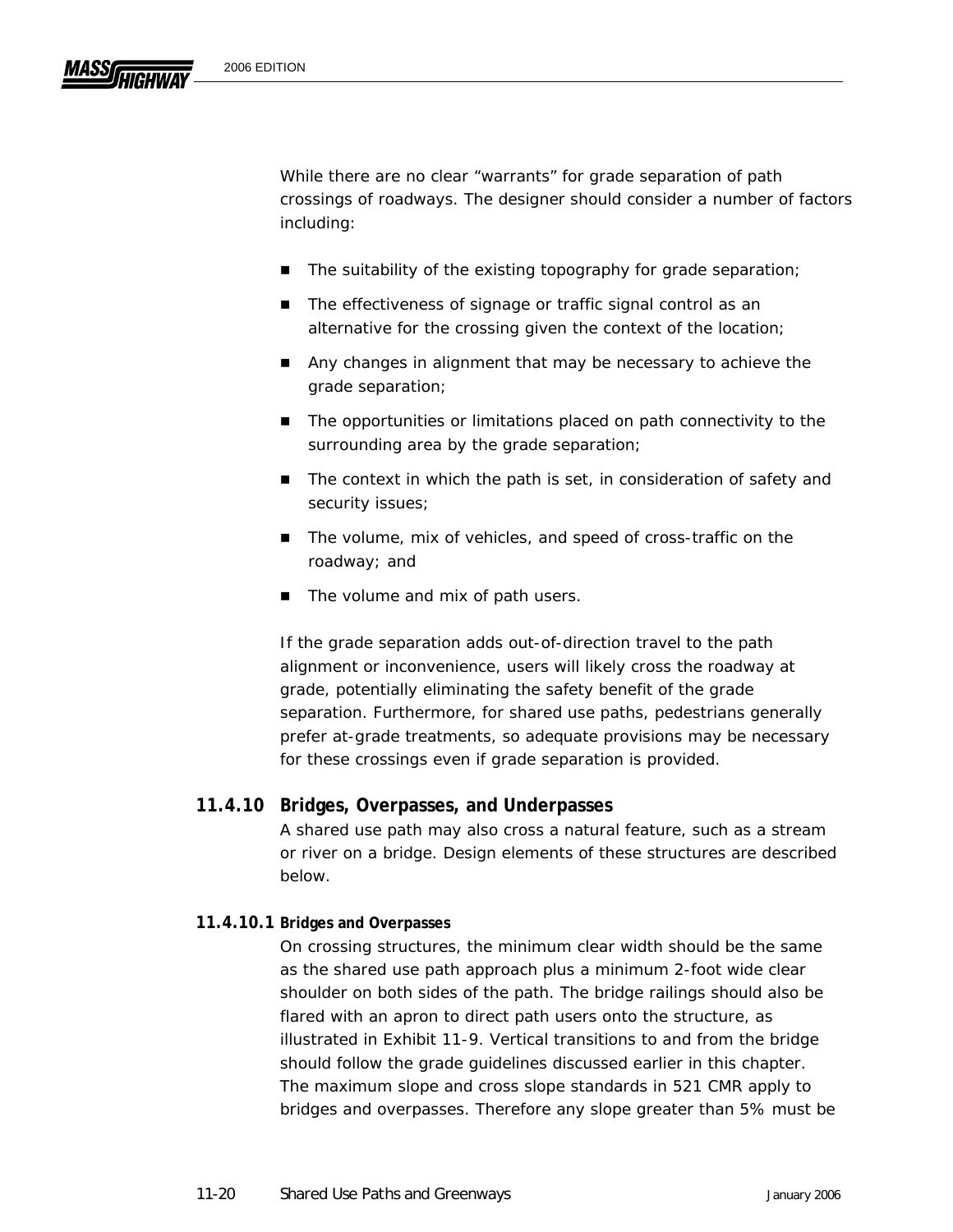While there are no clear "warrants" for grade separation of path crossings of roadways. The designer should consider a number of factors including:

- The suitability of the existing topography for grade separation;
- The effectiveness of signage or traffic signal control as an alternative for the crossing given the context of the location;
- Any changes in alignment that may be necessary to achieve the grade separation;
- The opportunities or limitations placed on path connectivity to the surrounding area by the grade separation;
- The context in which the path is set, in consideration of safety and security issues;
- The volume, mix of vehicles, and speed of cross-traffic on the roadway; and
- The volume and mix of path users.

If the grade separation adds out-of-direction travel to the path alignment or inconvenience, users will likely cross the roadway at grade, potentially eliminating the safety benefit of the grade separation. Furthermore, for shared use paths, pedestrians generally prefer at-grade treatments, so adequate provisions may be necessary for these crossings even if grade separation is provided.

### 11.4.10 Bridges, Overpasses, and Underpasses

A shared use path may also cross a natural feature, such as a stream or river on a bridge. Design elements of these structures are described below.

#### 11.4.10.1 Bridges and Overpasses

On crossing structures, the minimum clear width should be the same as the shared use path approach plus a minimum 2-foot wide clear shoulder on both sides of the path. The bridge railings should also be flared with an apron to direct path users onto the structure, as illustrated in Exhibit 11-9. Vertical transitions to and from the bridge should follow the grade guidelines discussed earlier in this chapter. The maximum slope and cross slope standards in 521 CMR apply to bridges and overpasses. Therefore any slope greater than 5% must be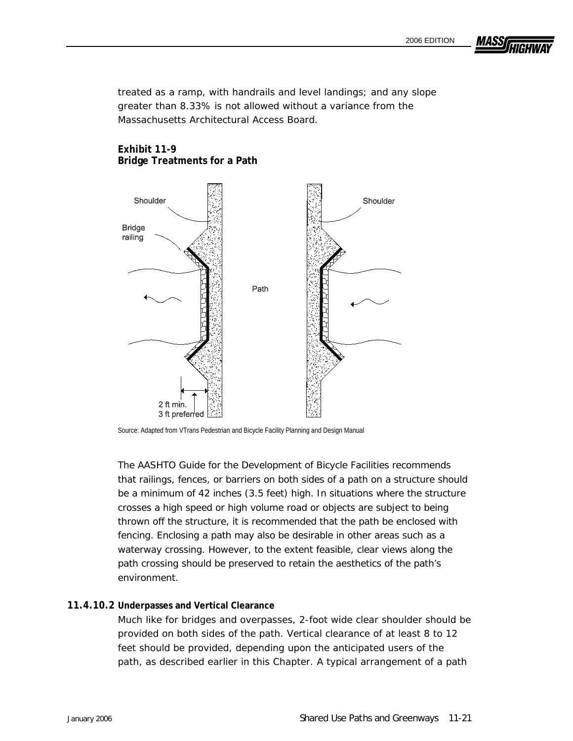treated as a ramp, with handrails and level landings; and any slope greater than 8.33% is not allowed without a variance from the Massachusetts Architectural Access Board.

**Exhibit 11-9**
**Bridge Treatments for a Path**

Shoulder

Bridge railing

Path

2 ft min.
3 ft preferred

Source: Adapted from VTrans Pedestrian and Bicycle Facility Planning and Design Manual

The AASHTO Guide for the Development of Bicycle Facilities recommends that railings, fences, or barriers on both sides of a path on a structure should be a minimum of 42 inches (3.5 feet) high. In situations where the structure crosses a high speed or high volume road or objects are subject to being thrown off the structure, it is recommended that the path be enclosed with fencing. Enclosing a path may also be desirable in other areas such as a waterway crossing. However, to the extent feasible, clear views along the path crossing should be preserved to retain the aesthetics of the path's environment.

### 11.4.10.2 Underpasses and Vertical Clearance

Much like for bridges and overpasses, 2-foot wide clear shoulder should be provided on both sides of the path. Vertical clearance of at least 8 to 12 feet should be provided, depending upon the anticipated users of the path, as described earlier in this Chapter. A typical arrangement of a path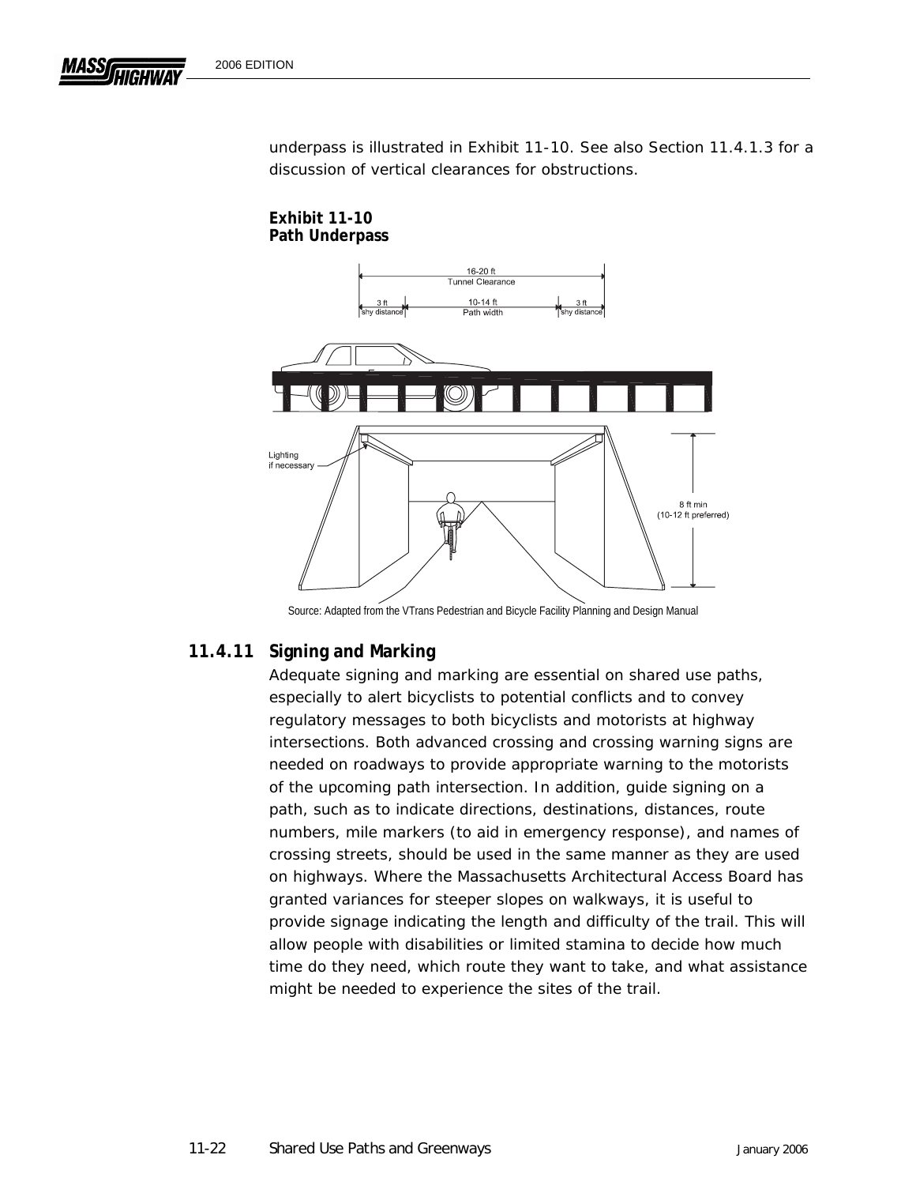underpass is illustrated in Exhibit 11-10. See also Section 11.4.1.3 for a discussion of vertical clearances for obstructions.

**Exhibit 11-10**
**Path Underpass**

Source: Adapted from the VTrans Pedestrian and Bicycle Facility Planning and Design Manual

### 11.4.11 Signing and Marking

Adequate signing and marking are essential on shared use paths, especially to alert bicyclists to potential conflicts and to convey regulatory messages to both bicyclists and motorists at highway intersections. Both advanced crossing and crossing warning signs are needed on roadways to provide appropriate warning to the motorists of the upcoming path intersection. In addition, guide signing on a path, such as to indicate directions, destinations, distances, route numbers, mile markers (to aid in emergency response), and names of crossing streets, should be used in the same manner as they are used on highways. Where the Massachusetts Architectural Access Board has granted variances for steeper slopes on walkways, it is useful to provide signage indicating the length and difficulty of the trail. This will allow people with disabilities or limited stamina to decide how much time do they need, which route they want to take, and what assistance might be needed to experience the sites of the trail.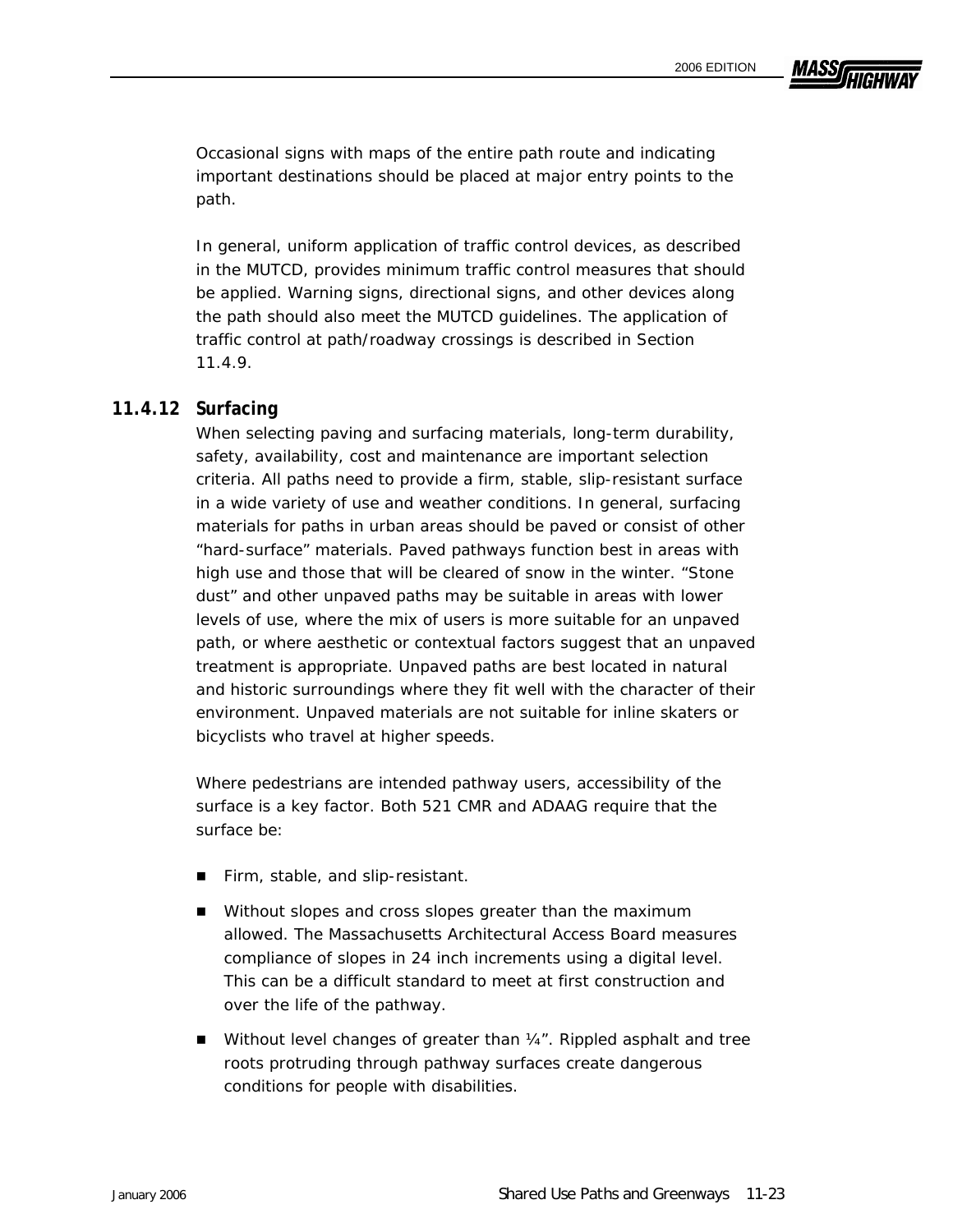Occasional signs with maps of the entire path route and indicating important destinations should be placed at major entry points to the path.

In general, uniform application of traffic control devices, as described in the MUTCD, provides minimum traffic control measures that should be applied. Warning signs, directional signs, and other devices along the path should also meet the MUTCD guidelines. The application of traffic control at path/roadway crossings is described in Section 11.4.9.

### 11.4.12 Surfacing

When selecting paving and surfacing materials, long-term durability, safety, availability, cost and maintenance are important selection criteria. All paths need to provide a firm, stable, slip-resistant surface in a wide variety of use and weather conditions. In general, surfacing materials for paths in urban areas should be paved or consist of other "hard-surface" materials. Paved pathways function best in areas with high use and those that will be cleared of snow in the winter. "Stone dust" and other unpaved paths may be suitable in areas with lower levels of use, where the mix of users is more suitable for an unpaved path, or where aesthetic or contextual factors suggest that an unpaved treatment is appropriate. Unpaved paths are best located in natural and historic surroundings where they fit well with the character of their environment. Unpaved materials are not suitable for inline skaters or bicyclists who travel at higher speeds.

Where pedestrians are intended pathway users, accessibility of the surface is a key factor. Both 521 CMR and ADAAG require that the surface be:

- Firm, stable, and slip-resistant.
- Without slopes and cross slopes greater than the maximum allowed. The Massachusetts Architectural Access Board measures compliance of slopes in 24 inch increments using a digital level. This can be a difficult standard to meet at first construction and over the life of the pathway.
- Without level changes of greater than ¼". Rippled asphalt and tree roots protruding through pathway surfaces create dangerous conditions for people with disabilities.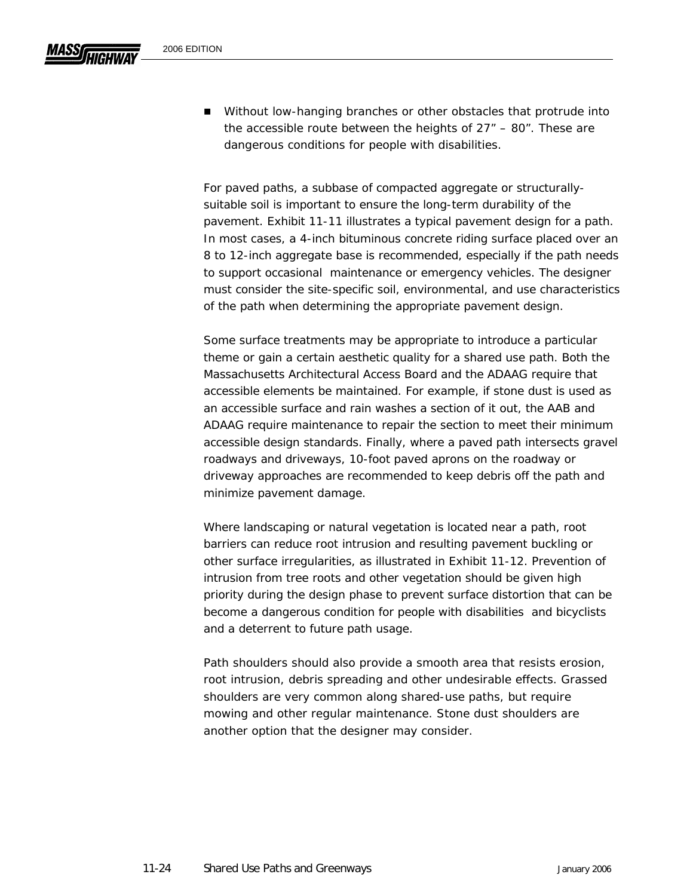- Without low-hanging branches or other obstacles that protrude into the accessible route between the heights of 27” – 80”. These are dangerous conditions for people with disabilities.

For paved paths, a subbase of compacted aggregate or structurally-suitable soil is important to ensure the long-term durability of the pavement. Exhibit 11-11 illustrates a typical pavement design for a path. In most cases, a 4-inch bituminous concrete riding surface placed over an 8 to 12-inch aggregate base is recommended, especially if the path needs to support occasional maintenance or emergency vehicles. The designer must consider the site-specific soil, environmental, and use characteristics of the path when determining the appropriate pavement design.

Some surface treatments may be appropriate to introduce a particular theme or gain a certain aesthetic quality for a shared use path. Both the Massachusetts Architectural Access Board and the ADAAG require that accessible elements be maintained. For example, if stone dust is used as an accessible surface and rain washes a section of it out, the AAB and ADAAG require maintenance to repair the section to meet their minimum accessible design standards. Finally, where a paved path intersects gravel roadways and driveways, 10-foot paved aprons on the roadway or driveway approaches are recommended to keep debris off the path and minimize pavement damage.

Where landscaping or natural vegetation is located near a path, root barriers can reduce root intrusion and resulting pavement buckling or other surface irregularities, as illustrated in Exhibit 11-12. Prevention of intrusion from tree roots and other vegetation should be given high priority during the design phase to prevent surface distortion that can be become a dangerous condition for people with disabilities and bicyclists and a deterrent to future path usage.

Path shoulders should also provide a smooth area that resists erosion, root intrusion, debris spreading and other undesirable effects. Grassed shoulders are very common along shared-use paths, but require mowing and other regular maintenance. Stone dust shoulders are another option that the designer may consider.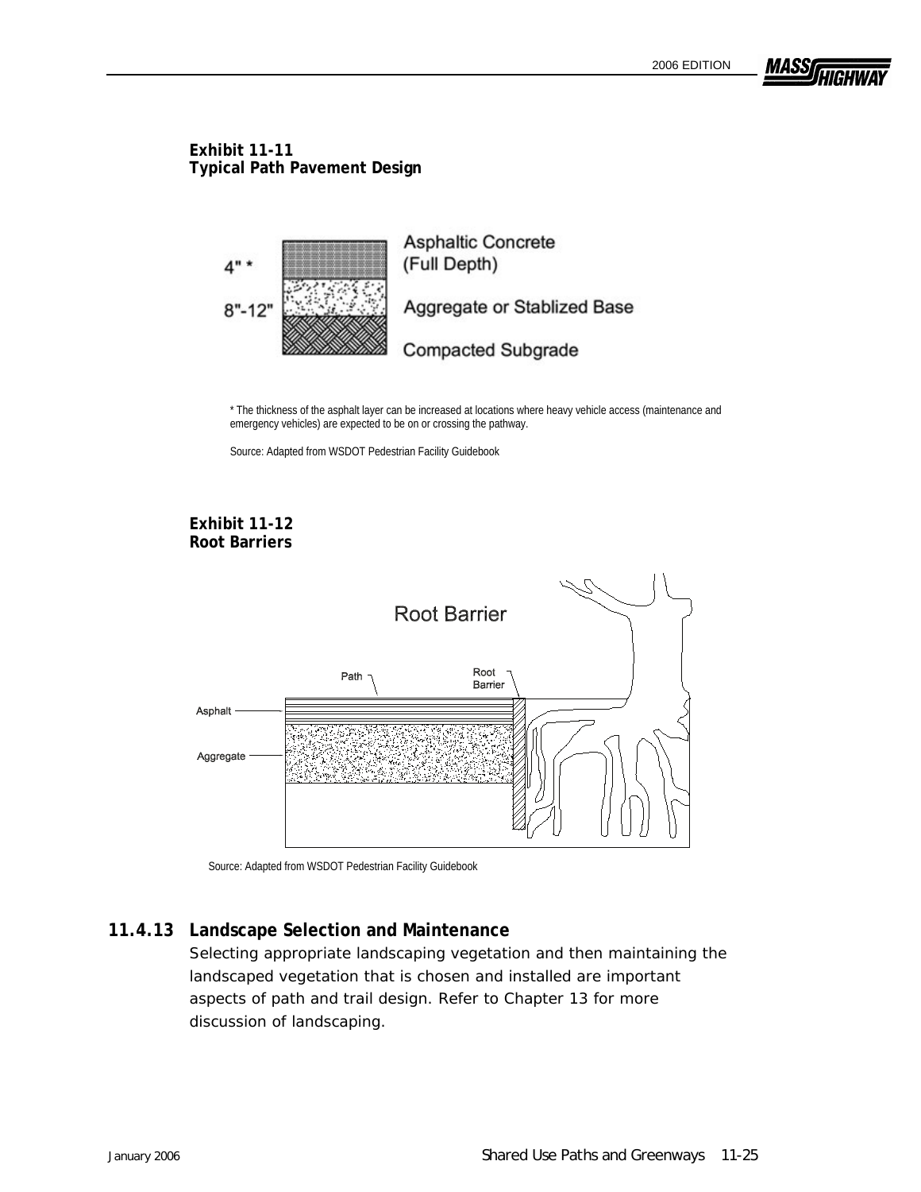**Exhibit 11-11**
**Typical Path Pavement Design**

4" * — Asphaltic Concrete (Full Depth)

8"-12" — Aggregate or Stablized Base

Compacted Subgrade

* The thickness of the asphalt layer can be increased at locations where heavy vehicle access (maintenance and emergency vehicles) are expected to be on or crossing the pathway.

Source: Adapted from WSDOT Pedestrian Facility Guidebook

**Exhibit 11-12**
**Root Barriers**

Root Barrier

Path, Root Barrier, Asphalt, Aggregate

Source: Adapted from WSDOT Pedestrian Facility Guidebook

### 11.4.13 Landscape Selection and Maintenance

Selecting appropriate landscaping vegetation and then maintaining the landscaped vegetation that is chosen and installed are important aspects of path and trail design. Refer to Chapter 13 for more discussion of landscaping.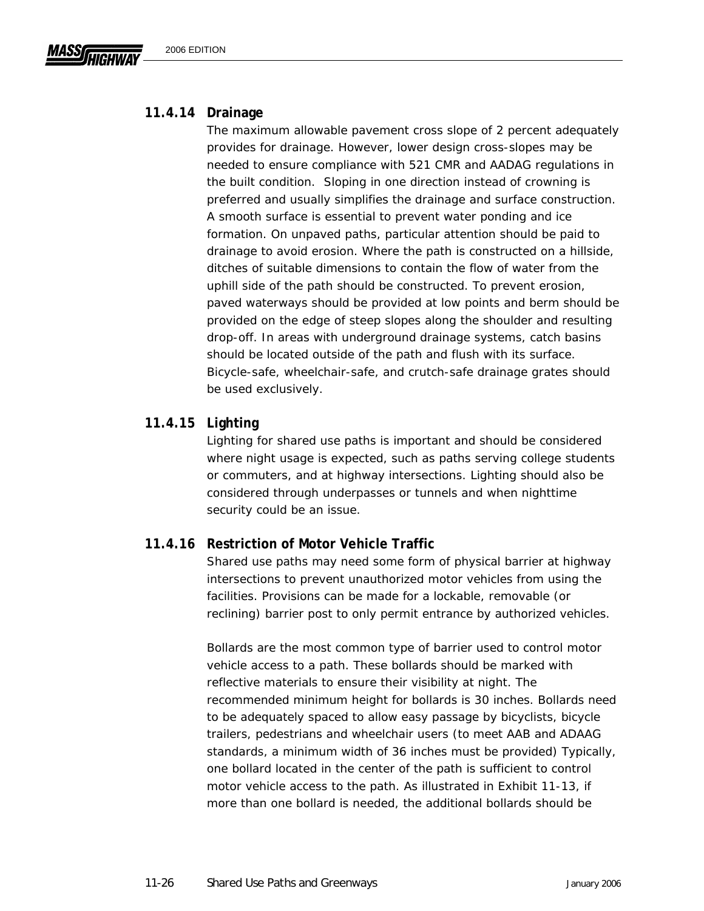### 11.4.14 Drainage

The maximum allowable pavement cross slope of 2 percent adequately provides for drainage. However, lower design cross-slopes may be needed to ensure compliance with 521 CMR and AADAG regulations in the built condition. Sloping in one direction instead of crowning is preferred and usually simplifies the drainage and surface construction. A smooth surface is essential to prevent water ponding and ice formation. On unpaved paths, particular attention should be paid to drainage to avoid erosion. Where the path is constructed on a hillside, ditches of suitable dimensions to contain the flow of water from the uphill side of the path should be constructed. To prevent erosion, paved waterways should be provided at low points and berm should be provided on the edge of steep slopes along the shoulder and resulting drop-off. In areas with underground drainage systems, catch basins should be located outside of the path and flush with its surface. Bicycle-safe, wheelchair-safe, and crutch-safe drainage grates should be used exclusively.

### 11.4.15 Lighting

Lighting for shared use paths is important and should be considered where night usage is expected, such as paths serving college students or commuters, and at highway intersections. Lighting should also be considered through underpasses or tunnels and when nighttime security could be an issue.

### 11.4.16 Restriction of Motor Vehicle Traffic

Shared use paths may need some form of physical barrier at highway intersections to prevent unauthorized motor vehicles from using the facilities. Provisions can be made for a lockable, removable (or reclining) barrier post to only permit entrance by authorized vehicles.

Bollards are the most common type of barrier used to control motor vehicle access to a path. These bollards should be marked with reflective materials to ensure their visibility at night. The recommended minimum height for bollards is 30 inches. Bollards need to be adequately spaced to allow easy passage by bicyclists, bicycle trailers, pedestrians and wheelchair users (to meet AAB and ADAAG standards, a minimum width of 36 inches must be provided) Typically, one bollard located in the center of the path is sufficient to control motor vehicle access to the path. As illustrated in Exhibit 11-13, if more than one bollard is needed, the additional bollards should be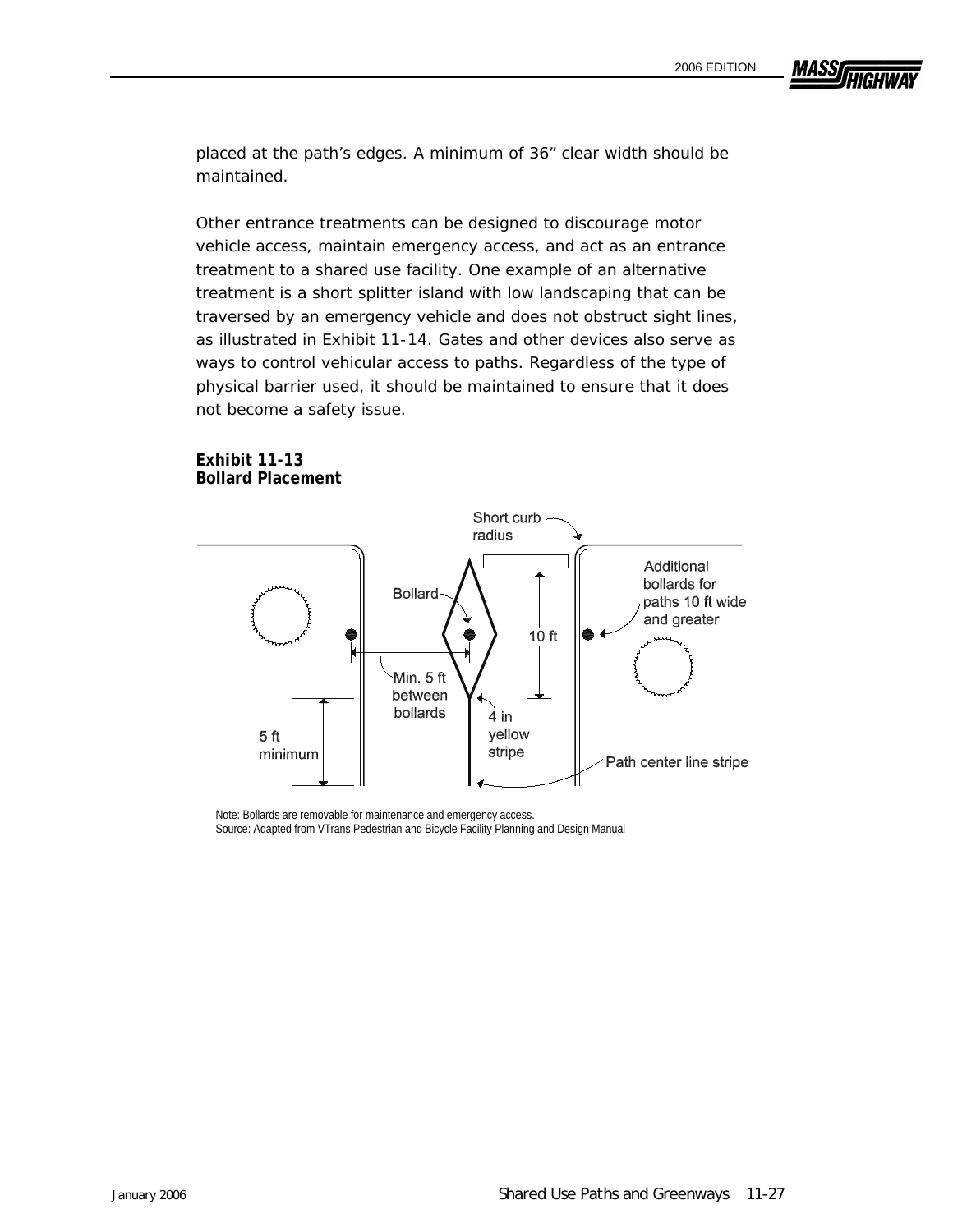placed at the path's edges. A minimum of 36" clear width should be maintained.

Other entrance treatments can be designed to discourage motor vehicle access, maintain emergency access, and act as an entrance treatment to a shared use facility. One example of an alternative treatment is a short splitter island with low landscaping that can be traversed by an emergency vehicle and does not obstruct sight lines, as illustrated in Exhibit 11-14. Gates and other devices also serve as ways to control vehicular access to paths. Regardless of the type of physical barrier used, it should be maintained to ensure that it does not become a safety issue.

**Exhibit 11-13**
**Bollard Placement**

Short curb radius

Bollard

Additional bollards for paths 10 ft wide and greater

10 ft

Min. 5 ft between bollards

5 ft minimum

4 in yellow stripe

Path center line stripe

Note: Bollards are removable for maintenance and emergency access.
Source: Adapted from VTrans Pedestrian and Bicycle Facility Planning and Design Manual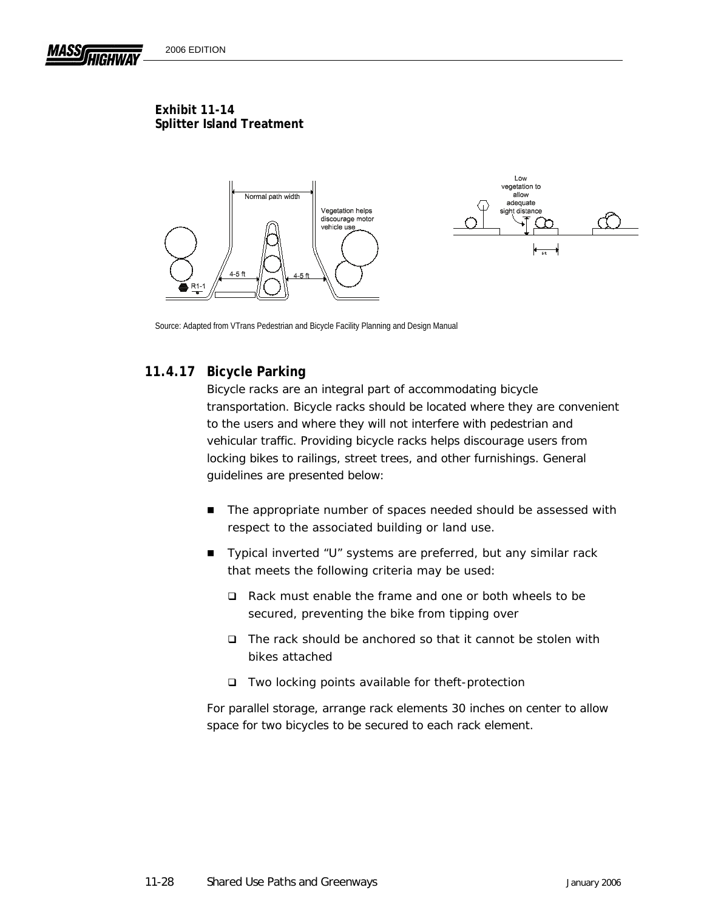**Exhibit 11-14**
**Splitter Island Treatment**

Source: Adapted from VTrans Pedestrian and Bicycle Facility Planning and Design Manual

### 11.4.17 Bicycle Parking

Bicycle racks are an integral part of accommodating bicycle transportation. Bicycle racks should be located where they are convenient to the users and where they will not interfere with pedestrian and vehicular traffic. Providing bicycle racks helps discourage users from locking bikes to railings, street trees, and other furnishings. General guidelines are presented below:

- The appropriate number of spaces needed should be assessed with respect to the associated building or land use.
- Typical inverted "U" systems are preferred, but any similar rack that meets the following criteria may be used:
  - Rack must enable the frame and one or both wheels to be secured, preventing the bike from tipping over
  - The rack should be anchored so that it cannot be stolen with bikes attached
  - Two locking points available for theft-protection

For parallel storage, arrange rack elements 30 inches on center to allow space for two bicycles to be secured to each rack element.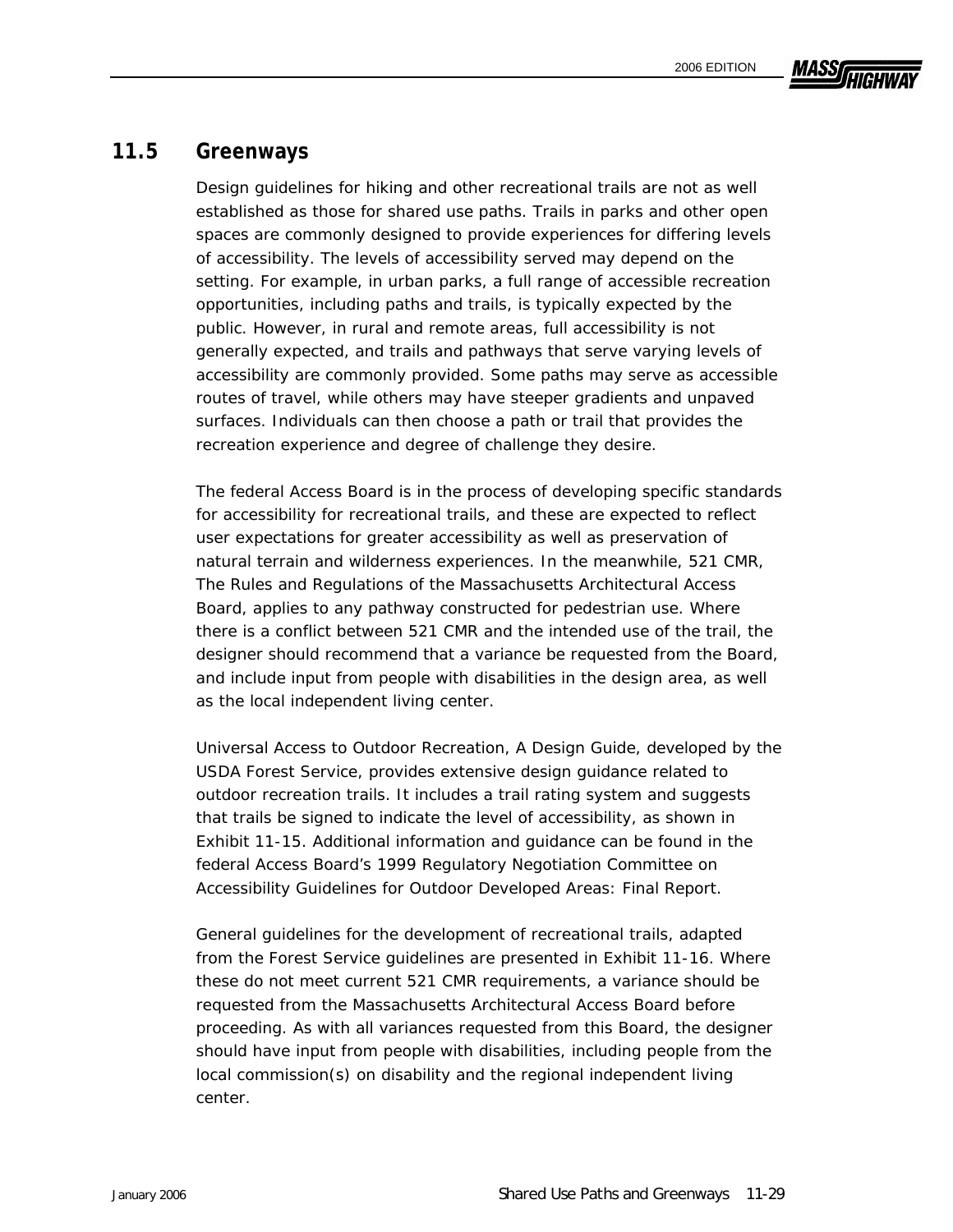## 11.5 Greenways

Design guidelines for hiking and other recreational trails are not as well established as those for shared use paths. Trails in parks and other open spaces are commonly designed to provide experiences for differing levels of accessibility. The levels of accessibility served may depend on the setting. For example, in urban parks, a full range of accessible recreation opportunities, including paths and trails, is typically expected by the public. However, in rural and remote areas, full accessibility is not generally expected, and trails and pathways that serve varying levels of accessibility are commonly provided. Some paths may serve as accessible routes of travel, while others may have steeper gradients and unpaved surfaces. Individuals can then choose a path or trail that provides the recreation experience and degree of challenge they desire.

The federal Access Board is in the process of developing specific standards for accessibility for recreational trails, and these are expected to reflect user expectations for greater accessibility as well as preservation of natural terrain and wilderness experiences. In the meanwhile, 521 CMR, The Rules and Regulations of the Massachusetts Architectural Access Board, applies to any pathway constructed for pedestrian use. Where there is a conflict between 521 CMR and the intended use of the trail, the designer should recommend that a variance be requested from the Board, and include input from people with disabilities in the design area, as well as the local independent living center.

Universal Access to Outdoor Recreation, A Design Guide, developed by the USDA Forest Service, provides extensive design guidance related to outdoor recreation trails. It includes a trail rating system and suggests that trails be signed to indicate the level of accessibility, as shown in Exhibit 11-15. Additional information and guidance can be found in the federal Access Board's 1999 Regulatory Negotiation Committee on Accessibility Guidelines for Outdoor Developed Areas: Final Report.

General guidelines for the development of recreational trails, adapted from the Forest Service guidelines are presented in Exhibit 11-16. Where these do not meet current 521 CMR requirements, a variance should be requested from the Massachusetts Architectural Access Board before proceeding. As with all variances requested from this Board, the designer should have input from people with disabilities, including people from the local commission(s) on disability and the regional independent living center.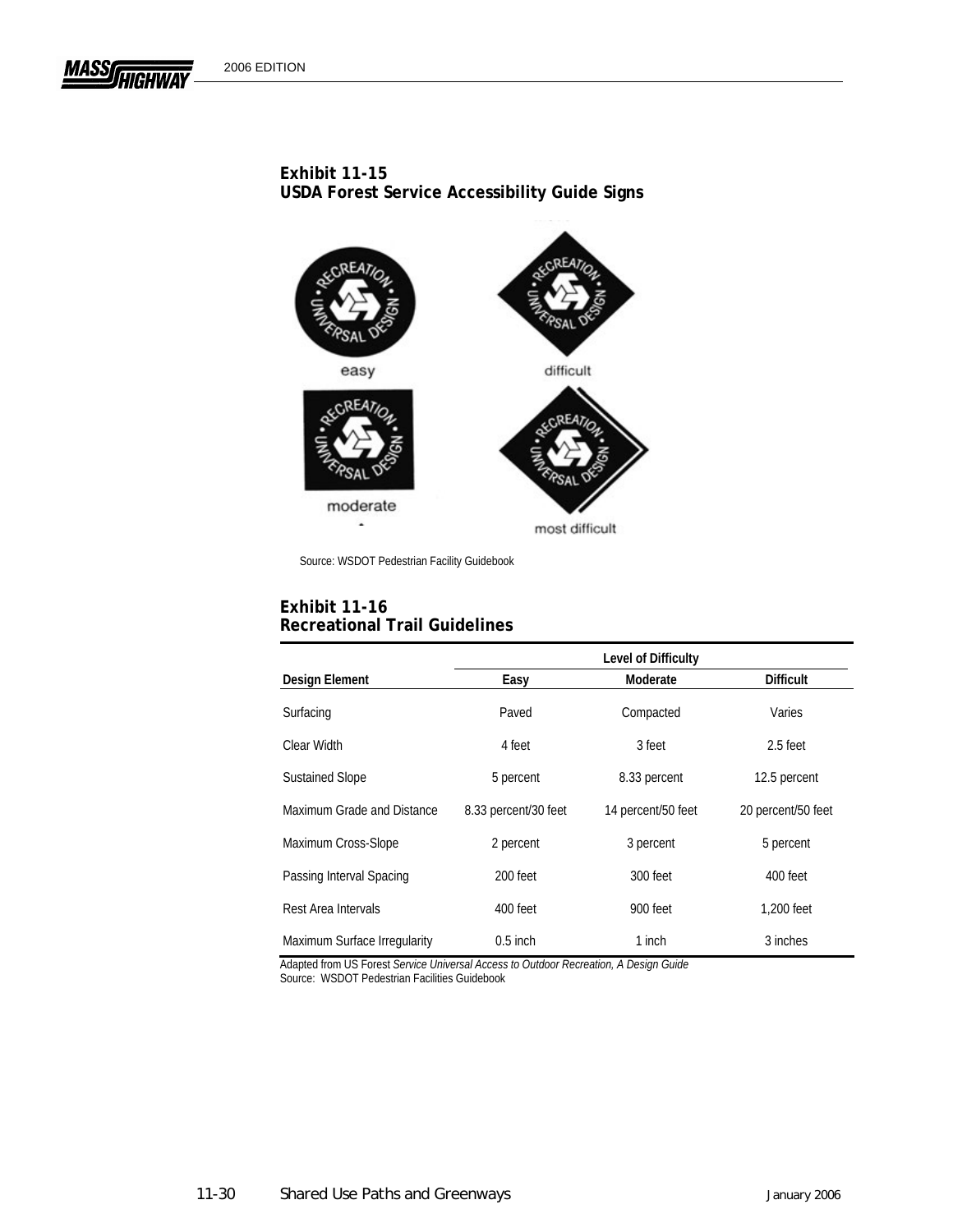**Exhibit 11-15**
**USDA Forest Service Accessibility Guide Signs**

easy

difficult

moderate

most difficult

Source: WSDOT Pedestrian Facility Guidebook

**Exhibit 11-16**
**Recreational Trail Guidelines**

| | Level of Difficulty | | |
|---|---|---|---|
| **Design Element** | **Easy** | **Moderate** | **Difficult** |
| Surfacing | Paved | Compacted | Varies |
| Clear Width | 4 feet | 3 feet | 2.5 feet |
| Sustained Slope | 5 percent | 8.33 percent | 12.5 percent |
| Maximum Grade and Distance | 8.33 percent/30 feet | 14 percent/50 feet | 20 percent/50 feet |
| Maximum Cross-Slope | 2 percent | 3 percent | 5 percent |
| Passing Interval Spacing | 200 feet | 300 feet | 400 feet |
| Rest Area Intervals | 400 feet | 900 feet | 1,200 feet |
| Maximum Surface Irregularity | 0.5 inch | 1 inch | 3 inches |

Adapted from US Forest *Service Universal Access to Outdoor Recreation, A Design Guide*
Source: WSDOT Pedestrian Facilities Guidebook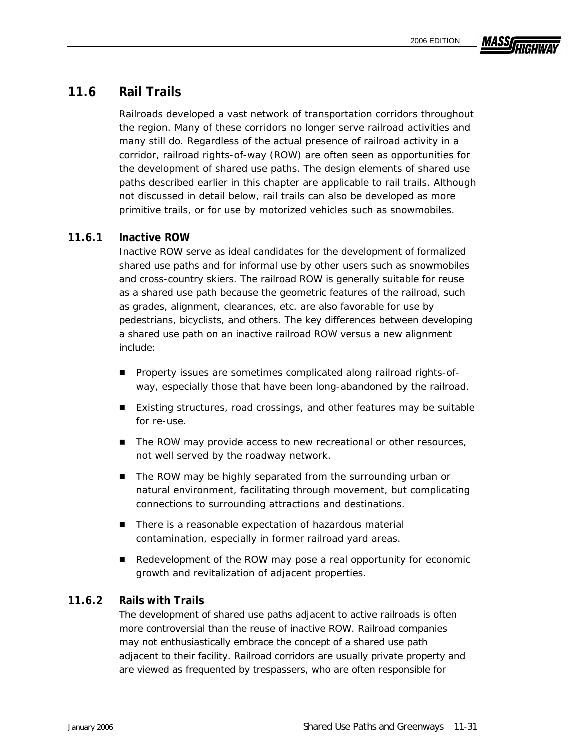## 11.6 Rail Trails

Railroads developed a vast network of transportation corridors throughout the region. Many of these corridors no longer serve railroad activities and many still do. Regardless of the actual presence of railroad activity in a corridor, railroad rights-of-way (ROW) are often seen as opportunities for the development of shared use paths. The design elements of shared use paths described earlier in this chapter are applicable to rail trails. Although not discussed in detail below, rail trails can also be developed as more primitive trails, or for use by motorized vehicles such as snowmobiles.

### 11.6.1 Inactive ROW

Inactive ROW serve as ideal candidates for the development of formalized shared use paths and for informal use by other users such as snowmobiles and cross-country skiers. The railroad ROW is generally suitable for reuse as a shared use path because the geometric features of the railroad, such as grades, alignment, clearances, etc. are also favorable for use by pedestrians, bicyclists, and others. The key differences between developing a shared use path on an inactive railroad ROW versus a new alignment include:

- Property issues are sometimes complicated along railroad rights-of-way, especially those that have been long-abandoned by the railroad.
- Existing structures, road crossings, and other features may be suitable for re-use.
- The ROW may provide access to new recreational or other resources, not well served by the roadway network.
- The ROW may be highly separated from the surrounding urban or natural environment, facilitating through movement, but complicating connections to surrounding attractions and destinations.
- There is a reasonable expectation of hazardous material contamination, especially in former railroad yard areas.
- Redevelopment of the ROW may pose a real opportunity for economic growth and revitalization of adjacent properties.

### 11.6.2 Rails with Trails

The development of shared use paths adjacent to active railroads is often more controversial than the reuse of inactive ROW. Railroad companies may not enthusiastically embrace the concept of a shared use path adjacent to their facility. Railroad corridors are usually private property and are viewed as frequented by trespassers, who are often responsible for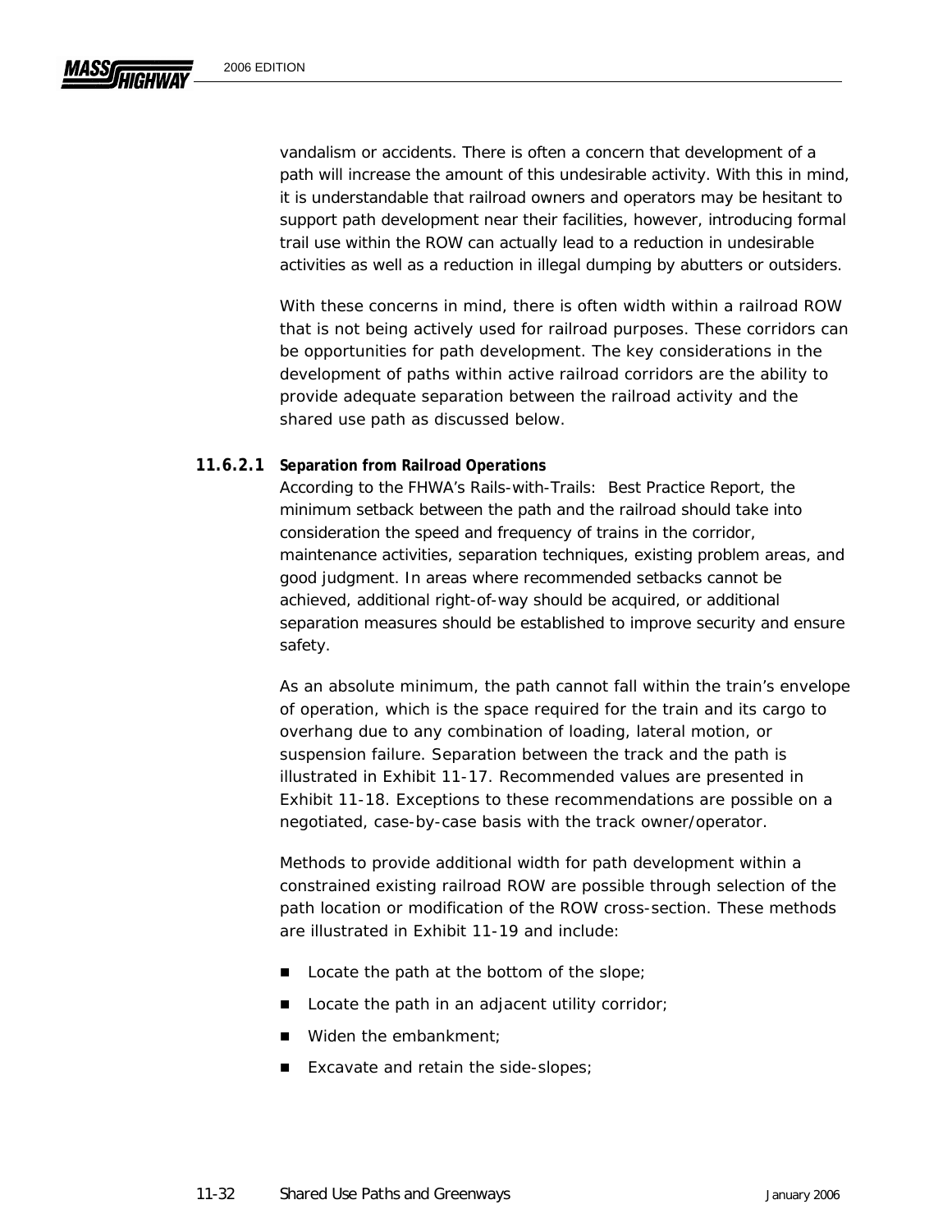vandalism or accidents. There is often a concern that development of a path will increase the amount of this undesirable activity. With this in mind, it is understandable that railroad owners and operators may be hesitant to support path development near their facilities, however, introducing formal trail use within the ROW can actually lead to a reduction in undesirable activities as well as a reduction in illegal dumping by abutters or outsiders.

With these concerns in mind, there is often width within a railroad ROW that is not being actively used for railroad purposes. These corridors can be opportunities for path development. The key considerations in the development of paths within active railroad corridors are the ability to provide adequate separation between the railroad activity and the shared use path as discussed below.

#### 11.6.2.1 Separation from Railroad Operations

According to the FHWA's Rails-with-Trails: Best Practice Report, the minimum setback between the path and the railroad should take into consideration the speed and frequency of trains in the corridor, maintenance activities, separation techniques, existing problem areas, and good judgment. In areas where recommended setbacks cannot be achieved, additional right-of-way should be acquired, or additional separation measures should be established to improve security and ensure safety.

As an absolute minimum, the path cannot fall within the train's envelope of operation, which is the space required for the train and its cargo to overhang due to any combination of loading, lateral motion, or suspension failure. Separation between the track and the path is illustrated in Exhibit 11-17. Recommended values are presented in Exhibit 11-18. Exceptions to these recommendations are possible on a negotiated, case-by-case basis with the track owner/operator.

Methods to provide additional width for path development within a constrained existing railroad ROW are possible through selection of the path location or modification of the ROW cross-section. These methods are illustrated in Exhibit 11-19 and include:

- Locate the path at the bottom of the slope;
- Locate the path in an adjacent utility corridor;
- Widen the embankment;
- Excavate and retain the side-slopes;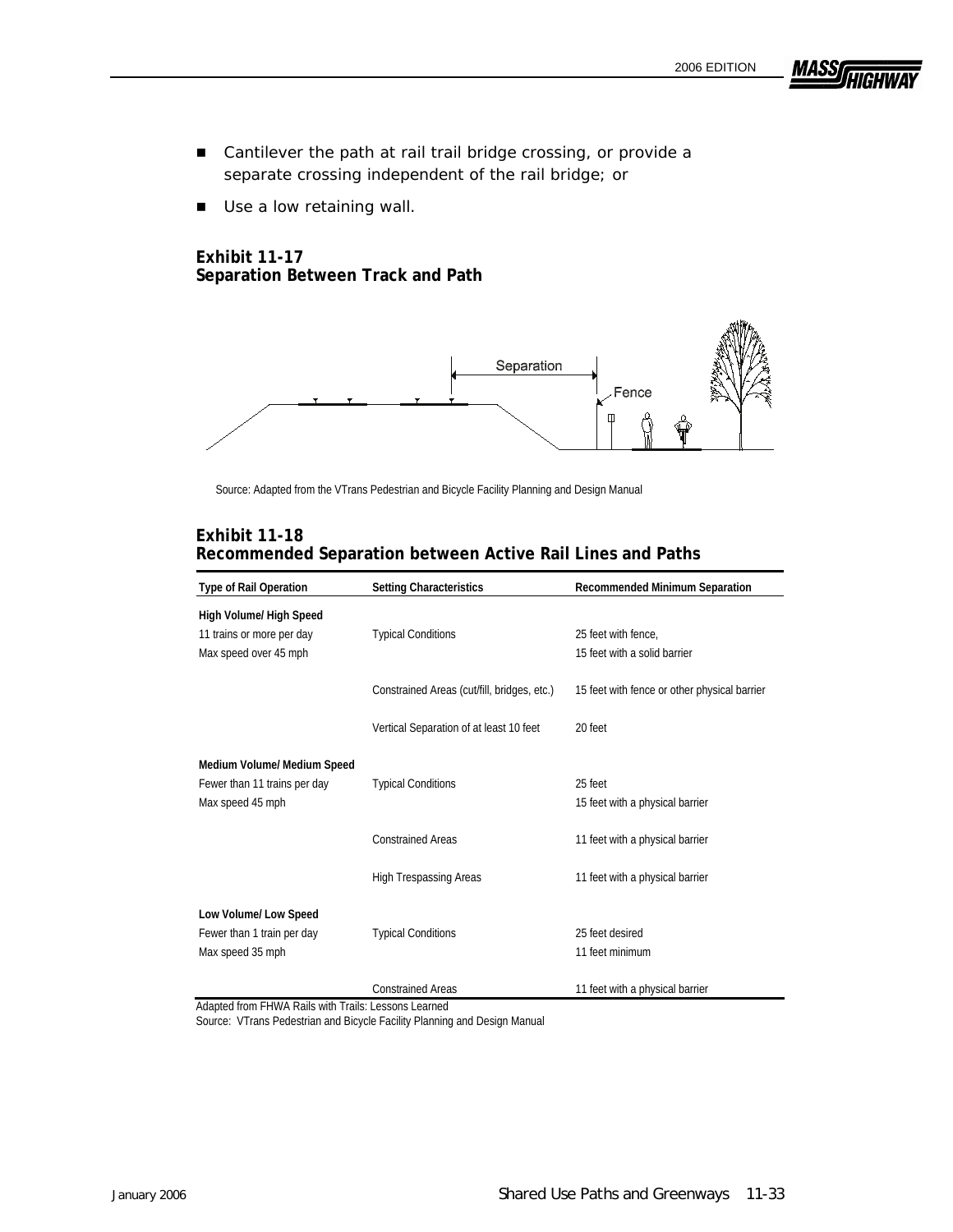- Cantilever the path at rail trail bridge crossing, or provide a separate crossing independent of the rail bridge; or
- Use a low retaining wall.

**Exhibit 11-17**
**Separation Between Track and Path**

Separation

Fence

Source: Adapted from the VTrans Pedestrian and Bicycle Facility Planning and Design Manual

**Exhibit 11-18**
**Recommended Separation between Active Rail Lines and Paths**

| Type of Rail Operation | Setting Characteristics | Recommended Minimum Separation |
|---|---|---|
| **High Volume/ High Speed** | | |
| 11 trains or more per day | Typical Conditions | 25 feet with fence, |
| Max speed over 45 mph | | 15 feet with a solid barrier |
| | Constrained Areas (cut/fill, bridges, etc.) | 15 feet with fence or other physical barrier |
| | Vertical Separation of at least 10 feet | 20 feet |
| **Medium Volume/ Medium Speed** | | |
| Fewer than 11 trains per day | Typical Conditions | 25 feet |
| Max speed 45 mph | | 15 feet with a physical barrier |
| | Constrained Areas | 11 feet with a physical barrier |
| | High Trespassing Areas | 11 feet with a physical barrier |
| **Low Volume/ Low Speed** | | |
| Fewer than 1 train per day | Typical Conditions | 25 feet desired |
| Max speed 35 mph | | 11 feet minimum |
| | Constrained Areas | 11 feet with a physical barrier |

Adapted from FHWA Rails with Trails: Lessons Learned
Source: VTrans Pedestrian and Bicycle Facility Planning and Design Manual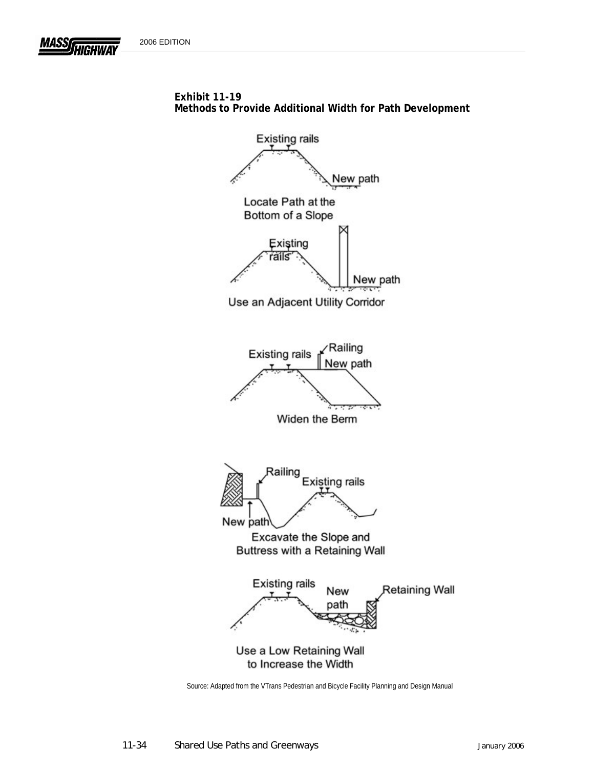**Exhibit 11-19**
**Methods to Provide Additional Width for Path Development**

Existing rails

New path

Locate Path at the Bottom of a Slope

Existing rails

New path

Use an Adjacent Utility Corridor

Existing rails

Railing

New path

Widen the Berm

Railing

Existing rails

New path

Excavate the Slope and Buttress with a Retaining Wall

Existing rails

New path

Retaining Wall

Use a Low Retaining Wall to Increase the Width

Source: Adapted from the VTrans Pedestrian and Bicycle Facility Planning and Design Manual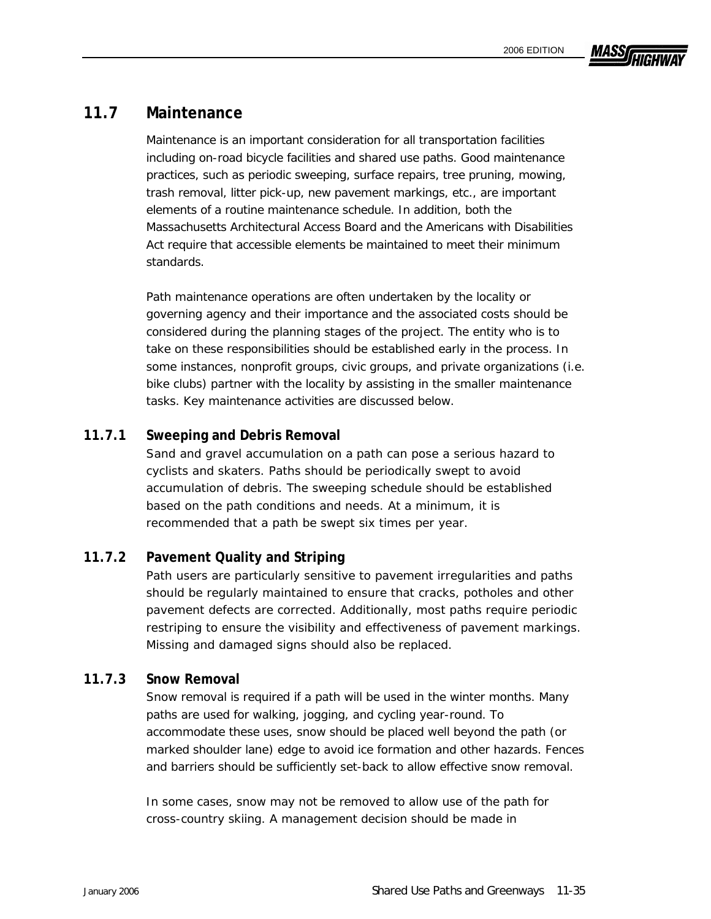## 11.7 Maintenance

Maintenance is an important consideration for all transportation facilities including on-road bicycle facilities and shared use paths. Good maintenance practices, such as periodic sweeping, surface repairs, tree pruning, mowing, trash removal, litter pick-up, new pavement markings, etc., are important elements of a routine maintenance schedule. In addition, both the Massachusetts Architectural Access Board and the Americans with Disabilities Act require that accessible elements be maintained to meet their minimum standards.

Path maintenance operations are often undertaken by the locality or governing agency and their importance and the associated costs should be considered during the planning stages of the project. The entity who is to take on these responsibilities should be established early in the process. In some instances, nonprofit groups, civic groups, and private organizations (i.e. bike clubs) partner with the locality by assisting in the smaller maintenance tasks. Key maintenance activities are discussed below.

### 11.7.1 Sweeping and Debris Removal

Sand and gravel accumulation on a path can pose a serious hazard to cyclists and skaters. Paths should be periodically swept to avoid accumulation of debris. The sweeping schedule should be established based on the path conditions and needs. At a minimum, it is recommended that a path be swept six times per year.

### 11.7.2 Pavement Quality and Striping

Path users are particularly sensitive to pavement irregularities and paths should be regularly maintained to ensure that cracks, potholes and other pavement defects are corrected. Additionally, most paths require periodic restriping to ensure the visibility and effectiveness of pavement markings. Missing and damaged signs should also be replaced.

### 11.7.3 Snow Removal

Snow removal is required if a path will be used in the winter months. Many paths are used for walking, jogging, and cycling year-round. To accommodate these uses, snow should be placed well beyond the path (or marked shoulder lane) edge to avoid ice formation and other hazards. Fences and barriers should be sufficiently set-back to allow effective snow removal.

In some cases, snow may not be removed to allow use of the path for cross-country skiing. A management decision should be made in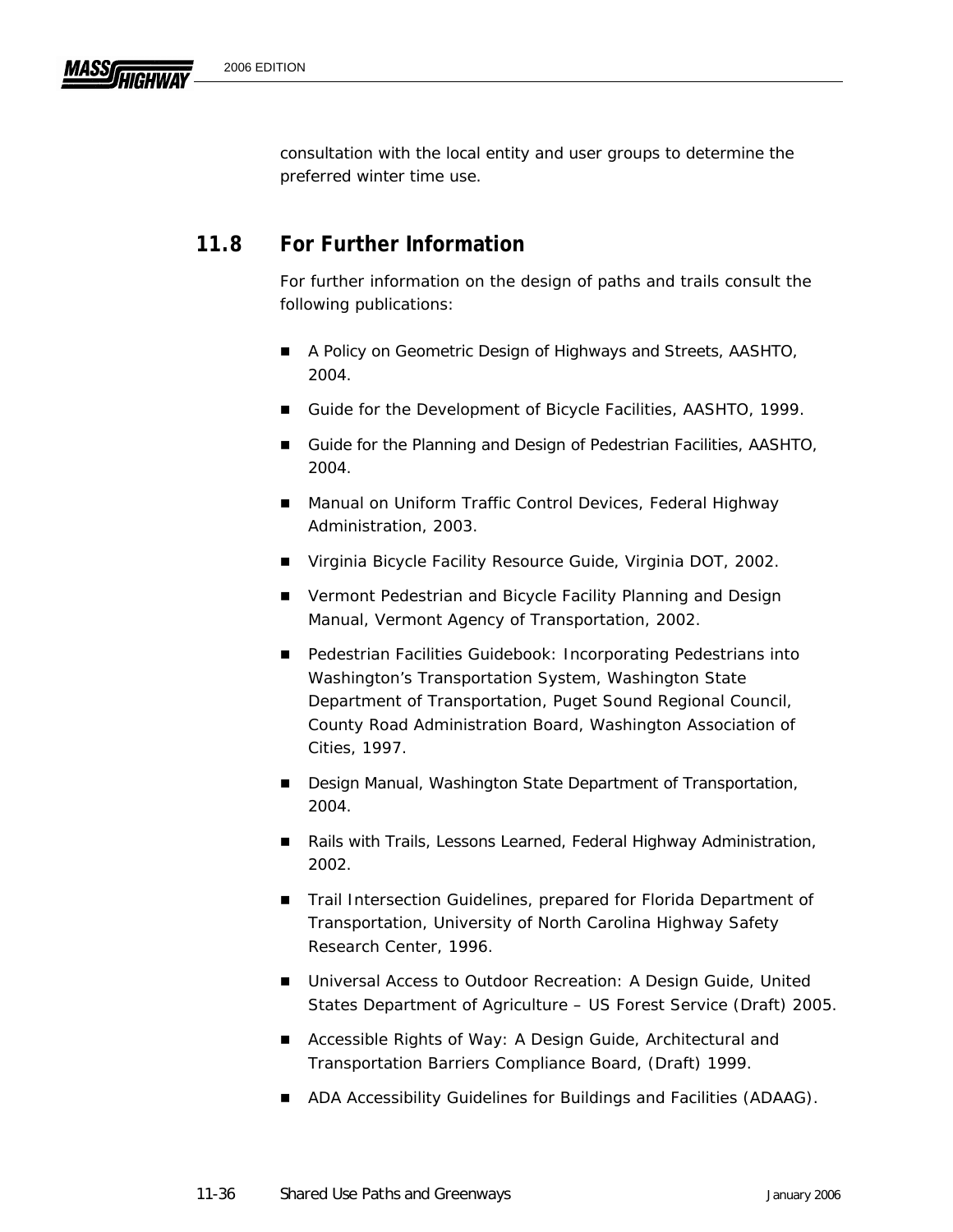consultation with the local entity and user groups to determine the preferred winter time use.

## 11.8 For Further Information

For further information on the design of paths and trails consult the following publications:

- A Policy on Geometric Design of Highways and Streets, AASHTO, 2004.
- Guide for the Development of Bicycle Facilities, AASHTO, 1999.
- Guide for the Planning and Design of Pedestrian Facilities, AASHTO, 2004.
- Manual on Uniform Traffic Control Devices, Federal Highway Administration, 2003.
- Virginia Bicycle Facility Resource Guide, Virginia DOT, 2002.
- Vermont Pedestrian and Bicycle Facility Planning and Design Manual, Vermont Agency of Transportation, 2002.
- Pedestrian Facilities Guidebook: Incorporating Pedestrians into Washington's Transportation System, Washington State Department of Transportation, Puget Sound Regional Council, County Road Administration Board, Washington Association of Cities, 1997.
- Design Manual, Washington State Department of Transportation, 2004.
- Rails with Trails, Lessons Learned, Federal Highway Administration, 2002.
- Trail Intersection Guidelines, prepared for Florida Department of Transportation, University of North Carolina Highway Safety Research Center, 1996.
- Universal Access to Outdoor Recreation: A Design Guide, United States Department of Agriculture – US Forest Service (Draft) 2005.
- Accessible Rights of Way: A Design Guide, Architectural and Transportation Barriers Compliance Board, (Draft) 1999.
- ADA Accessibility Guidelines for Buildings and Facilities (ADAAG).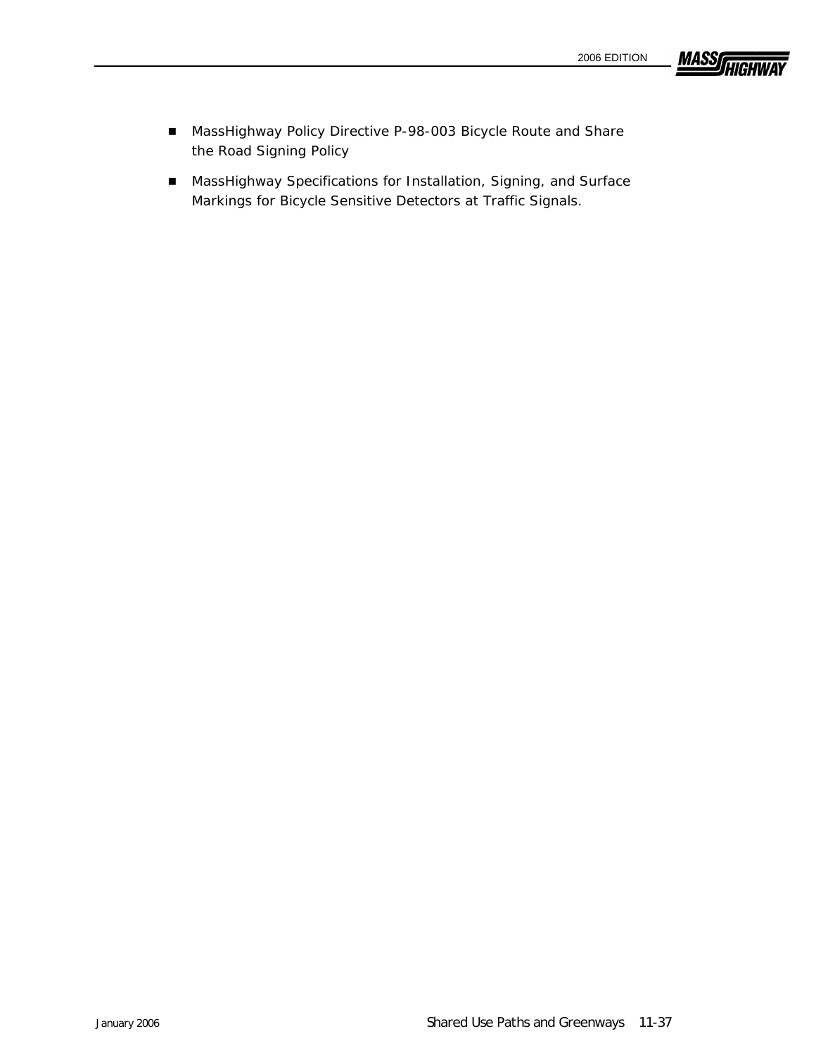- MassHighway Policy Directive P-98-003 Bicycle Route and Share the Road Signing Policy
- MassHighway Specifications for Installation, Signing, and Surface Markings for Bicycle Sensitive Detectors at Traffic Signals.